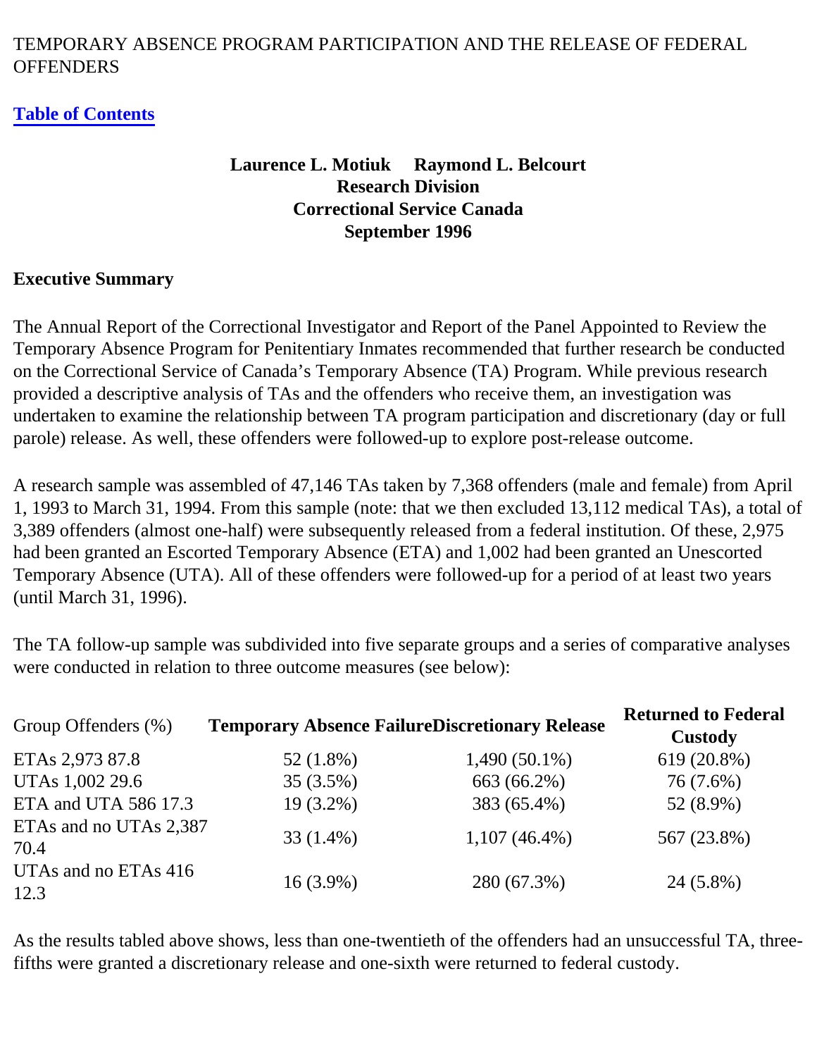TEMPORARY ABSENCE PROGRAM PARTICIPATION AND THE RELEASE OF FEDERAL OFFENDERS

**Table of Contents**

**Laurence L. Motiuk Raymond L. Belcourt**
**Research Division**
**Correctional Service Canada**
**September 1996**

**Executive Summary**

The Annual Report of the Correctional Investigator and Report of the Panel Appointed to Review the Temporary Absence Program for Penitentiary Inmates recommended that further research be conducted on the Correctional Service of Canada's Temporary Absence (TA) Program. While previous research provided a descriptive analysis of TAs and the offenders who receive them, an investigation was undertaken to examine the relationship between TA program participation and discretionary (day or full parole) release. As well, these offenders were followed-up to explore post-release outcome.

A research sample was assembled of 47,146 TAs taken by 7,368 offenders (male and female) from April 1, 1993 to March 31, 1994. From this sample (note: that we then excluded 13,112 medical TAs), a total of 3,389 offenders (almost one-half) were subsequently released from a federal institution. Of these, 2,975 had been granted an Escorted Temporary Absence (ETA) and 1,002 had been granted an Unescorted Temporary Absence (UTA). All of these offenders were followed-up for a period of at least two years (until March 31, 1996).

The TA follow-up sample was subdivided into five separate groups and a series of comparative analyses were conducted in relation to three outcome measures (see below):

| Group Offenders (%) | **Temporary Absence Failure** | **Discretionary Release** | **Returned to Federal Custody** |
|---|---|---|---|
| ETAs 2,973 87.8 | 52 (1.8%) | 1,490 (50.1%) | 619 (20.8%) |
| UTAs 1,002 29.6 | 35 (3.5%) | 663 (66.2%) | 76 (7.6%) |
| ETA and UTA 586 17.3 | 19 (3.2%) | 383 (65.4%) | 52 (8.9%) |
| ETAs and no UTAs 2,387 70.4 | 33 (1.4%) | 1,107 (46.4%) | 567 (23.8%) |
| UTAs and no ETAs 416 12.3 | 16 (3.9%) | 280 (67.3%) | 24 (5.8%) |

As the results tabled above shows, less than one-twentieth of the offenders had an unsuccessful TA, three-fifths were granted a discretionary release and one-sixth were returned to federal custody.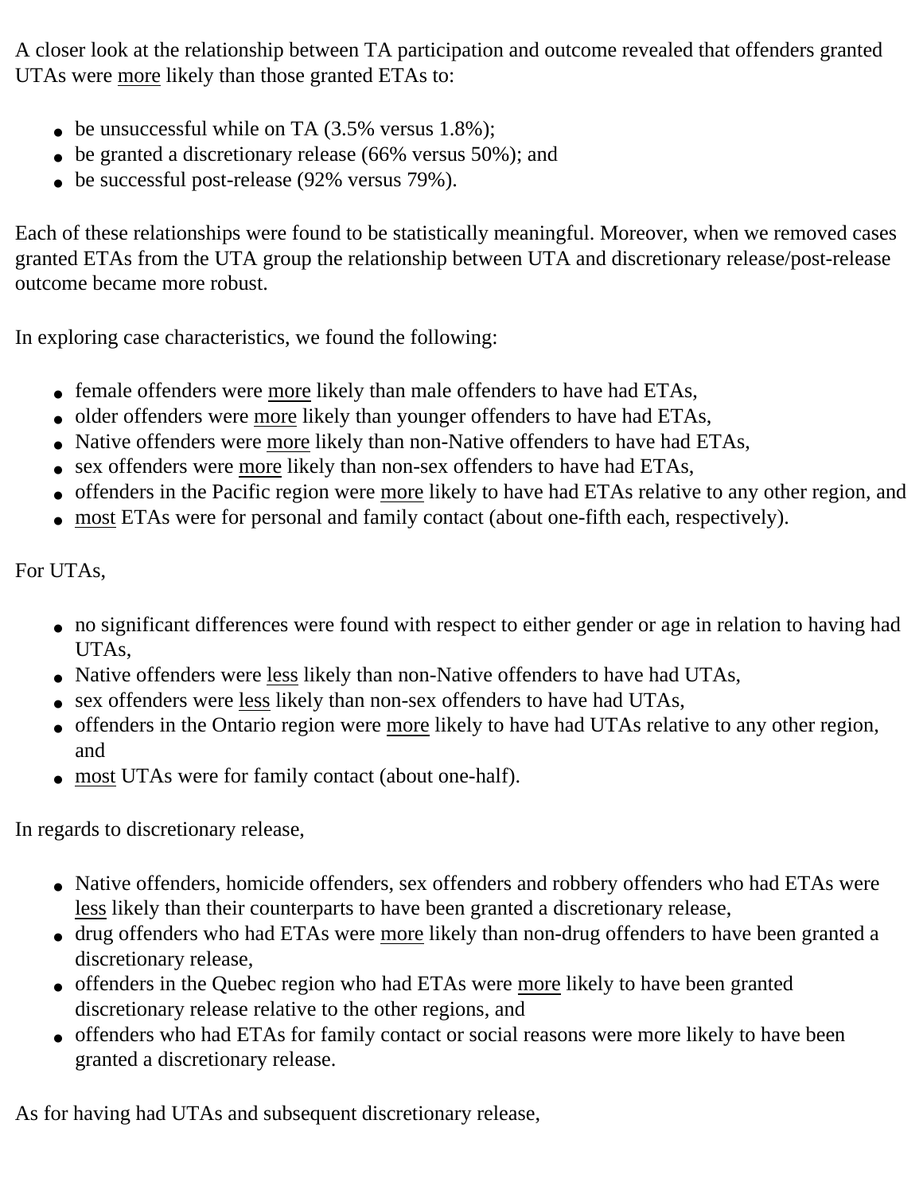A closer look at the relationship between TA participation and outcome revealed that offenders granted UTAs were <u>more</u> likely than those granted ETAs to:

- be unsuccessful while on TA (3.5% versus 1.8%);
- be granted a discretionary release (66% versus 50%); and
- be successful post-release (92% versus 79%).

Each of these relationships were found to be statistically meaningful. Moreover, when we removed cases granted ETAs from the UTA group the relationship between UTA and discretionary release/post-release outcome became more robust.

In exploring case characteristics, we found the following:

- female offenders were <u>more</u> likely than male offenders to have had ETAs,
- older offenders were <u>more</u> likely than younger offenders to have had ETAs,
- Native offenders were <u>more</u> likely than non-Native offenders to have had ETAs,
- sex offenders were <u>more</u> likely than non-sex offenders to have had ETAs,
- offenders in the Pacific region were <u>more</u> likely to have had ETAs relative to any other region, and
- <u>most</u> ETAs were for personal and family contact (about one-fifth each, respectively).

For UTAs,

- no significant differences were found with respect to either gender or age in relation to having had UTAs,
- Native offenders were <u>less</u> likely than non-Native offenders to have had UTAs,
- sex offenders were <u>less</u> likely than non-sex offenders to have had UTAs,
- offenders in the Ontario region were <u>more</u> likely to have had UTAs relative to any other region, and
- <u>most</u> UTAs were for family contact (about one-half).

In regards to discretionary release,

- Native offenders, homicide offenders, sex offenders and robbery offenders who had ETAs were <u>less</u> likely than their counterparts to have been granted a discretionary release,
- drug offenders who had ETAs were <u>more</u> likely than non-drug offenders to have been granted a discretionary release,
- offenders in the Quebec region who had ETAs were <u>more</u> likely to have been granted discretionary release relative to the other regions, and
- offenders who had ETAs for family contact or social reasons were more likely to have been granted a discretionary release.

As for having had UTAs and subsequent discretionary release,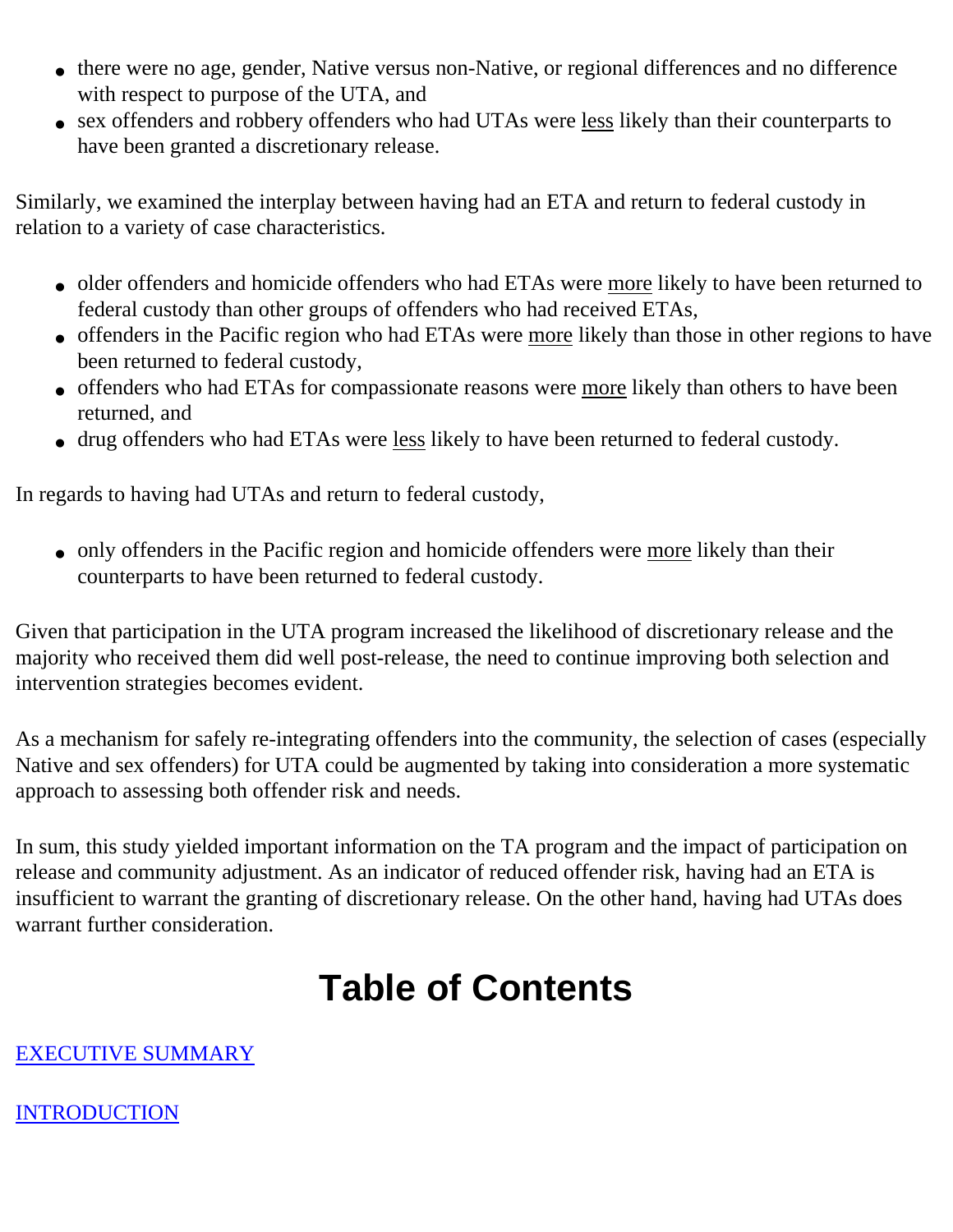- there were no age, gender, Native versus non-Native, or regional differences and no difference with respect to purpose of the UTA, and
- sex offenders and robbery offenders who had UTAs were less likely than their counterparts to have been granted a discretionary release.

Similarly, we examined the interplay between having had an ETA and return to federal custody in relation to a variety of case characteristics.

- older offenders and homicide offenders who had ETAs were more likely to have been returned to federal custody than other groups of offenders who had received ETAs,
- offenders in the Pacific region who had ETAs were more likely than those in other regions to have been returned to federal custody,
- offenders who had ETAs for compassionate reasons were more likely than others to have been returned, and
- drug offenders who had ETAs were less likely to have been returned to federal custody.

In regards to having had UTAs and return to federal custody,

- only offenders in the Pacific region and homicide offenders were more likely than their counterparts to have been returned to federal custody.

Given that participation in the UTA program increased the likelihood of discretionary release and the majority who received them did well post-release, the need to continue improving both selection and intervention strategies becomes evident.

As a mechanism for safely re-integrating offenders into the community, the selection of cases (especially Native and sex offenders) for UTA could be augmented by taking into consideration a more systematic approach to assessing both offender risk and needs.

In sum, this study yielded important information on the TA program and the impact of participation on release and community adjustment. As an indicator of reduced offender risk, having had an ETA is insufficient to warrant the granting of discretionary release. On the other hand, having had UTAs does warrant further consideration.

# Table of Contents

EXECUTIVE SUMMARY

INTRODUCTION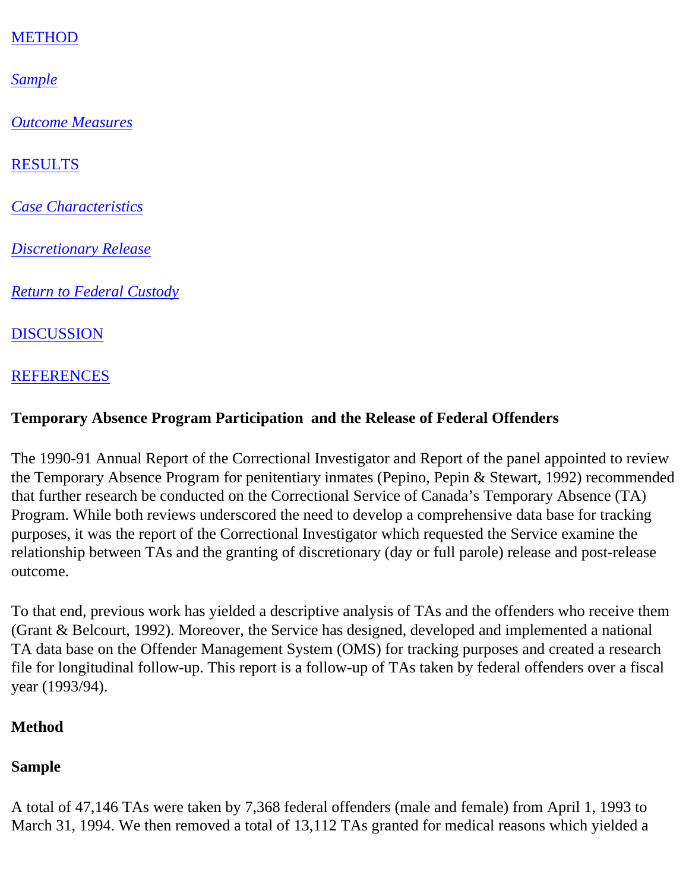[METHOD](#)

[*Sample*](#)

[*Outcome Measures*](#)

[RESULTS](#)

[*Case Characteristics*](#)

[*Discretionary Release*](#)

[*Return to Federal Custody*](#)

[DISCUSSION](#)

[REFERENCES](#)

**Temporary Absence Program Participation and the Release of Federal Offenders**

The 1990-91 Annual Report of the Correctional Investigator and Report of the panel appointed to review the Temporary Absence Program for penitentiary inmates (Pepino, Pepin & Stewart, 1992) recommended that further research be conducted on the Correctional Service of Canada’s Temporary Absence (TA) Program. While both reviews underscored the need to develop a comprehensive data base for tracking purposes, it was the report of the Correctional Investigator which requested the Service examine the relationship between TAs and the granting of discretionary (day or full parole) release and post-release outcome.

To that end, previous work has yielded a descriptive analysis of TAs and the offenders who receive them (Grant & Belcourt, 1992). Moreover, the Service has designed, developed and implemented a national TA data base on the Offender Management System (OMS) for tracking purposes and created a research file for longitudinal follow-up. This report is a follow-up of TAs taken by federal offenders over a fiscal year (1993/94).

## Method

### Sample

A total of 47,146 TAs were taken by 7,368 federal offenders (male and female) from April 1, 1993 to March 31, 1994. We then removed a total of 13,112 TAs granted for medical reasons which yielded a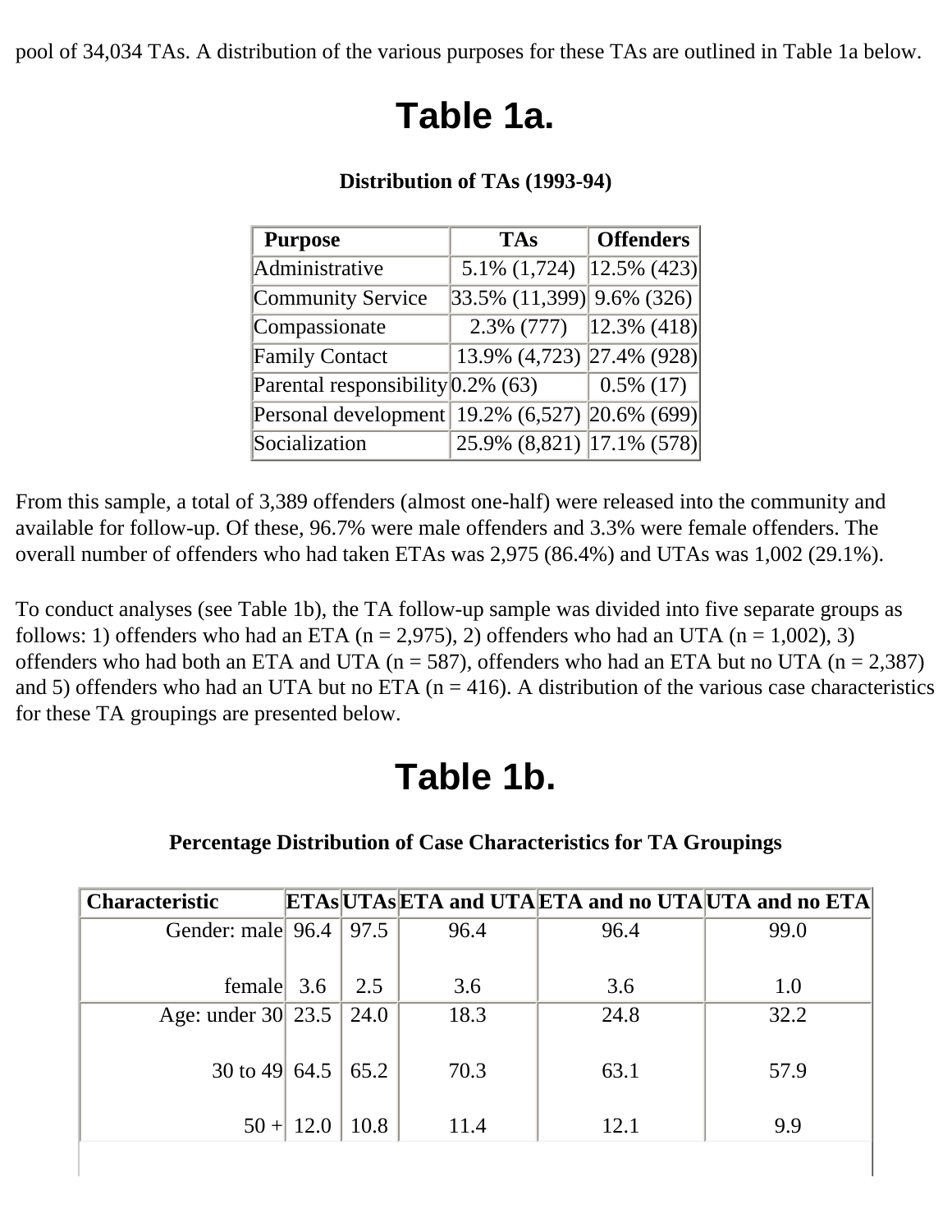pool of 34,034 TAs. A distribution of the various purposes for these TAs are outlined in Table 1a below.

# Table 1a.

**Distribution of TAs (1993-94)**

| Purpose | TAs | Offenders |
|---|---|---|
| Administrative | 5.1% (1,724) | 12.5% (423) |
| Community Service | 33.5% (11,399) | 9.6% (326) |
| Compassionate | 2.3% (777) | 12.3% (418) |
| Family Contact | 13.9% (4,723) | 27.4% (928) |
| Parental responsibility | 0.2% (63) | 0.5% (17) |
| Personal development | 19.2% (6,527) | 20.6% (699) |
| Socialization | 25.9% (8,821) | 17.1% (578) |

From this sample, a total of 3,389 offenders (almost one-half) were released into the community and available for follow-up. Of these, 96.7% were male offenders and 3.3% were female offenders. The overall number of offenders who had taken ETAs was 2,975 (86.4%) and UTAs was 1,002 (29.1%).

To conduct analyses (see Table 1b), the TA follow-up sample was divided into five separate groups as follows: 1) offenders who had an ETA (n = 2,975), 2) offenders who had an UTA (n = 1,002), 3) offenders who had both an ETA and UTA (n = 587), offenders who had an ETA but no UTA (n = 2,387) and 5) offenders who had an UTA but no ETA (n = 416). A distribution of the various case characteristics for these TA groupings are presented below.

# Table 1b.

**Percentage Distribution of Case Characteristics for TA Groupings**

| Characteristic | ETAs | UTAs | ETA and UTA | ETA and no UTA | UTA and no ETA |
|---|---|---|---|---|---|
| Gender: male | 96.4 | 97.5 | 96.4 | 96.4 | 99.0 |
| female | 3.6 | 2.5 | 3.6 | 3.6 | 1.0 |
| Age: under 30 | 23.5 | 24.0 | 18.3 | 24.8 | 32.2 |
| 30 to 49 | 64.5 | 65.2 | 70.3 | 63.1 | 57.9 |
| 50 + | 12.0 | 10.8 | 11.4 | 12.1 | 9.9 |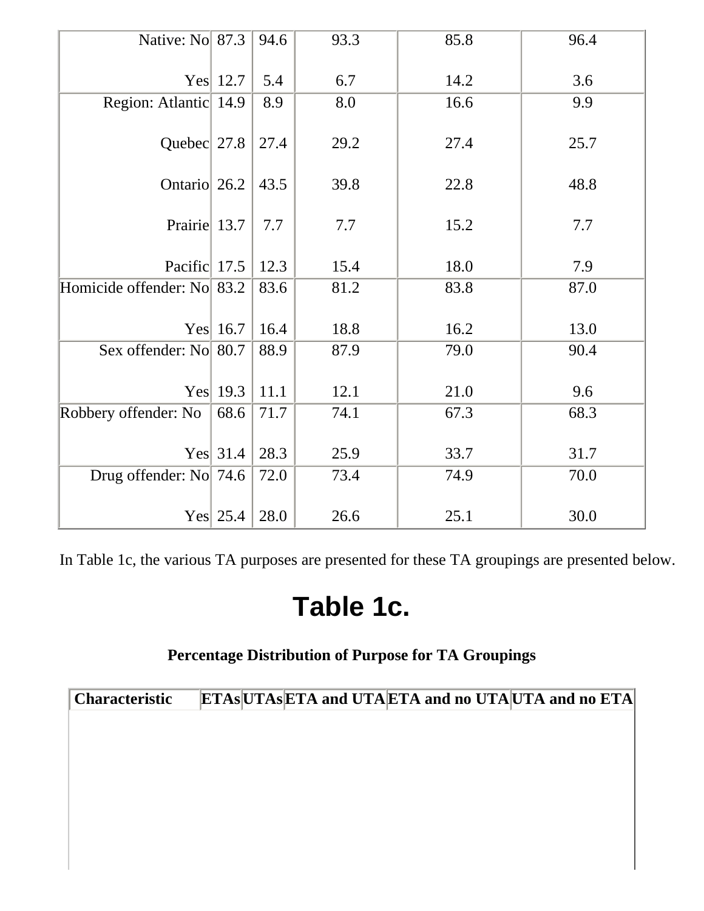| | | | | | |
|---|---|---|---|---|---|
| Native: No | 87.3 | 94.6 | 93.3 | 85.8 | 96.4 |
| Yes | 12.7 | 5.4 | 6.7 | 14.2 | 3.6 |
| Region: Atlantic | 14.9 | 8.9 | 8.0 | 16.6 | 9.9 |
| Quebec | 27.8 | 27.4 | 29.2 | 27.4 | 25.7 |
| Ontario | 26.2 | 43.5 | 39.8 | 22.8 | 48.8 |
| Prairie | 13.7 | 7.7 | 7.7 | 15.2 | 7.7 |
| Pacific | 17.5 | 12.3 | 15.4 | 18.0 | 7.9 |
| Homicide offender: No | 83.2 | 83.6 | 81.2 | 83.8 | 87.0 |
| Yes | 16.7 | 16.4 | 18.8 | 16.2 | 13.0 |
| Sex offender: No | 80.7 | 88.9 | 87.9 | 79.0 | 90.4 |
| Yes | 19.3 | 11.1 | 12.1 | 21.0 | 9.6 |
| Robbery offender: No | 68.6 | 71.7 | 74.1 | 67.3 | 68.3 |
| Yes | 31.4 | 28.3 | 25.9 | 33.7 | 31.7 |
| Drug offender: No | 74.6 | 72.0 | 73.4 | 74.9 | 70.0 |
| Yes | 25.4 | 28.0 | 26.6 | 25.1 | 30.0 |

In Table 1c, the various TA purposes are presented for these TA groupings are presented below.

# Table 1c.

**Percentage Distribution of Purpose for TA Groupings**

| Characteristic | ETAs | UTAs | ETA and UTA | ETA and no UTA | UTA and no ETA |
|---|---|---|---|---|---|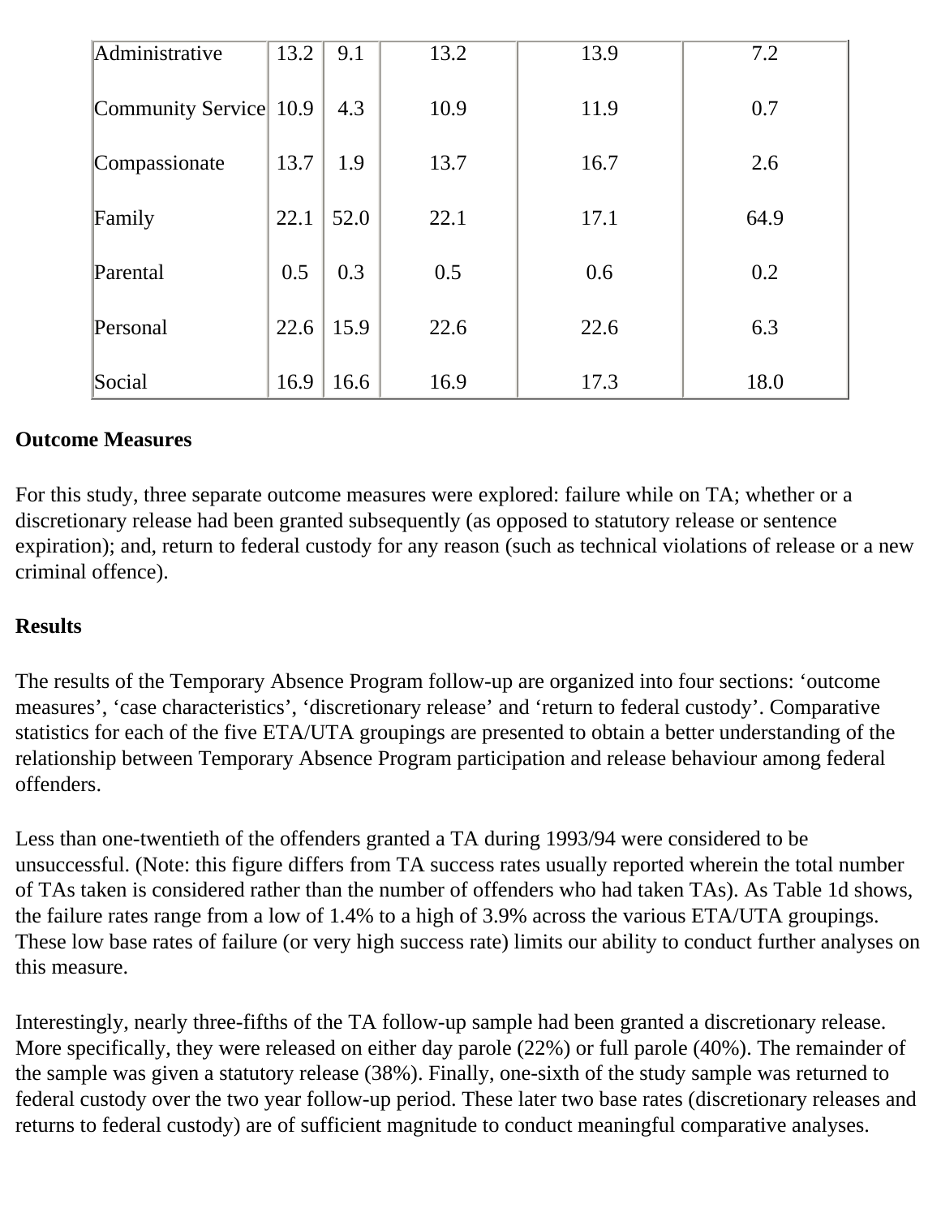| | | | | | |
|---|---|---|---|---|---|
| Administrative | 13.2 | 9.1 | 13.2 | 13.9 | 7.2 |
| Community Service | 10.9 | 4.3 | 10.9 | 11.9 | 0.7 |
| Compassionate | 13.7 | 1.9 | 13.7 | 16.7 | 2.6 |
| Family | 22.1 | 52.0 | 22.1 | 17.1 | 64.9 |
| Parental | 0.5 | 0.3 | 0.5 | 0.6 | 0.2 |
| Personal | 22.6 | 15.9 | 22.6 | 22.6 | 6.3 |
| Social | 16.9 | 16.6 | 16.9 | 17.3 | 18.0 |

**Outcome Measures**

For this study, three separate outcome measures were explored: failure while on TA; whether or a discretionary release had been granted subsequently (as opposed to statutory release or sentence expiration); and, return to federal custody for any reason (such as technical violations of release or a new criminal offence).

**Results**

The results of the Temporary Absence Program follow-up are organized into four sections: 'outcome measures', 'case characteristics', 'discretionary release' and 'return to federal custody'. Comparative statistics for each of the five ETA/UTA groupings are presented to obtain a better understanding of the relationship between Temporary Absence Program participation and release behaviour among federal offenders.

Less than one-twentieth of the offenders granted a TA during 1993/94 were considered to be unsuccessful. (Note: this figure differs from TA success rates usually reported wherein the total number of TAs taken is considered rather than the number of offenders who had taken TAs). As Table 1d shows, the failure rates range from a low of 1.4% to a high of 3.9% across the various ETA/UTA groupings. These low base rates of failure (or very high success rate) limits our ability to conduct further analyses on this measure.

Interestingly, nearly three-fifths of the TA follow-up sample had been granted a discretionary release. More specifically, they were released on either day parole (22%) or full parole (40%). The remainder of the sample was given a statutory release (38%). Finally, one-sixth of the study sample was returned to federal custody over the two year follow-up period. These later two base rates (discretionary releases and returns to federal custody) are of sufficient magnitude to conduct meaningful comparative analyses.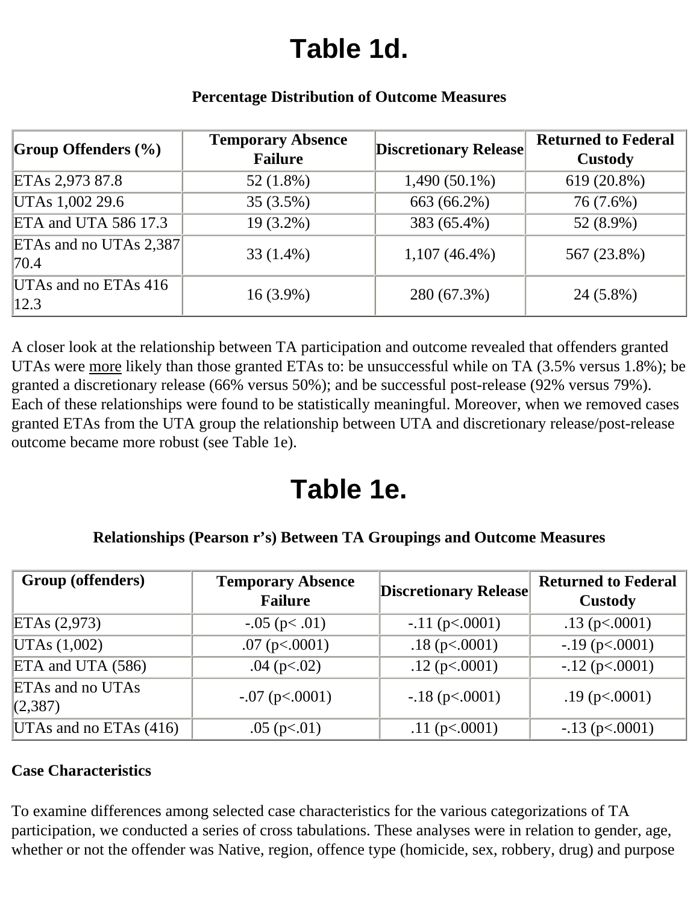# Table 1d.

**Percentage Distribution of Outcome Measures**

| Group Offenders (%) | Temporary Absence Failure | Discretionary Release | Returned to Federal Custody |
|---|---|---|---|
| ETAs 2,973 87.8 | 52 (1.8%) | 1,490 (50.1%) | 619 (20.8%) |
| UTAs 1,002 29.6 | 35 (3.5%) | 663 (66.2%) | 76 (7.6%) |
| ETA and UTA 586 17.3 | 19 (3.2%) | 383 (65.4%) | 52 (8.9%) |
| ETAs and no UTAs 2,387 70.4 | 33 (1.4%) | 1,107 (46.4%) | 567 (23.8%) |
| UTAs and no ETAs 416 12.3 | 16 (3.9%) | 280 (67.3%) | 24 (5.8%) |

A closer look at the relationship between TA participation and outcome revealed that offenders granted UTAs were more likely than those granted ETAs to: be unsuccessful while on TA (3.5% versus 1.8%); be granted a discretionary release (66% versus 50%); and be successful post-release (92% versus 79%). Each of these relationships were found to be statistically meaningful. Moreover, when we removed cases granted ETAs from the UTA group the relationship between UTA and discretionary release/post-release outcome became more robust (see Table 1e).

# Table 1e.

**Relationships (Pearson r's) Between TA Groupings and Outcome Measures**

| Group (offenders) | Temporary Absence Failure | Discretionary Release | Returned to Federal Custody |
|---|---|---|---|
| ETAs (2,973) | -.05 ($p< .01$) | -.11 ($p<.0001$) | .13 ($p<.0001$) |
| UTAs (1,002) | .07 ($p<.0001$) | .18 ($p<.0001$) | -.19 ($p<.0001$) |
| ETA and UTA (586) | .04 ($p<.02$) | .12 ($p<.0001$) | -.12 ($p<.0001$) |
| ETAs and no UTAs (2,387) | -.07 ($p<.0001$) | -.18 ($p<.0001$) | .19 ($p<.0001$) |
| UTAs and no ETAs (416) | .05 ($p<.01$) | .11 ($p<.0001$) | -.13 ($p<.0001$) |

**Case Characteristics**

To examine differences among selected case characteristics for the various categorizations of TA participation, we conducted a series of cross tabulations. These analyses were in relation to gender, age, whether or not the offender was Native, region, offence type (homicide, sex, robbery, drug) and purpose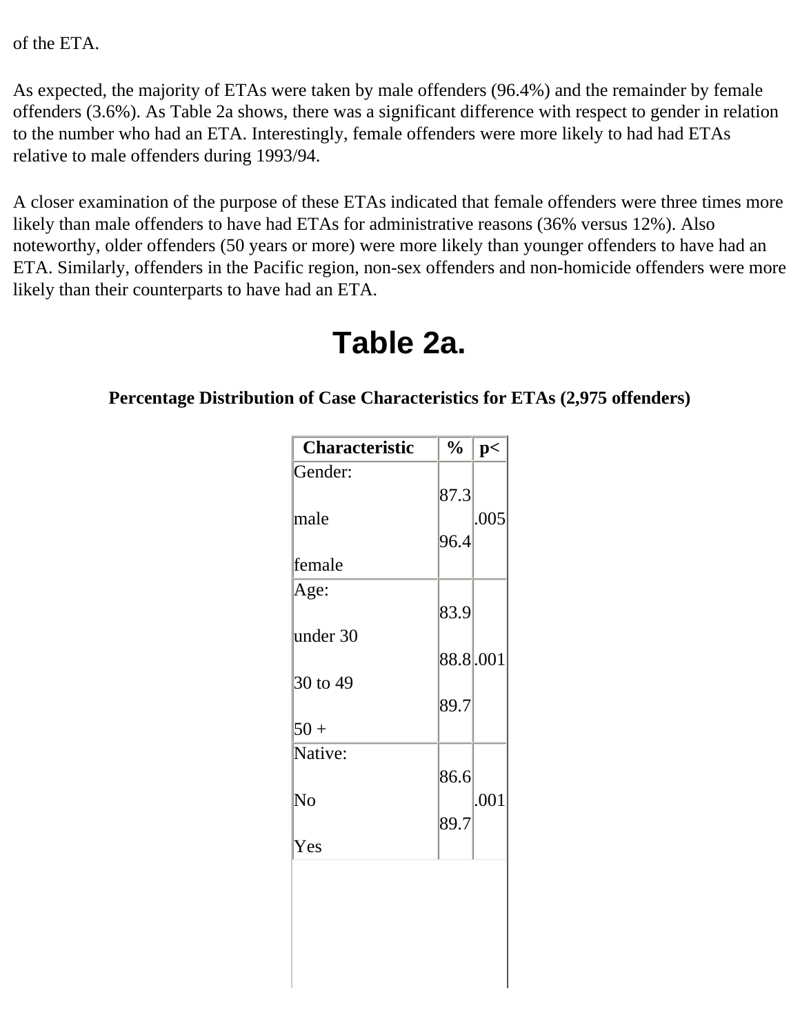of the ETA.

As expected, the majority of ETAs were taken by male offenders (96.4%) and the remainder by female offenders (3.6%). As Table 2a shows, there was a significant difference with respect to gender in relation to the number who had an ETA. Interestingly, female offenders were more likely to had had ETAs relative to male offenders during 1993/94.

A closer examination of the purpose of these ETAs indicated that female offenders were three times more likely than male offenders to have had ETAs for administrative reasons (36% versus 12%). Also noteworthy, older offenders (50 years or more) were more likely than younger offenders to have had an ETA. Similarly, offenders in the Pacific region, non-sex offenders and non-homicide offenders were more likely than their counterparts to have had an ETA.

# Table 2a.

**Percentage Distribution of Case Characteristics for ETAs (2,975 offenders)**

| Characteristic | % | p< |
|---|---|---|
| Gender: | | |
| male | 87.3 | .005 |
| female | 96.4 | |
| Age: | | |
| under 30 | 83.9 | |
| 30 to 49 | 88.8 | .001 |
| 50 + | 89.7 | |
| Native: | | |
| No | 86.6 | .001 |
| Yes | 89.7 | |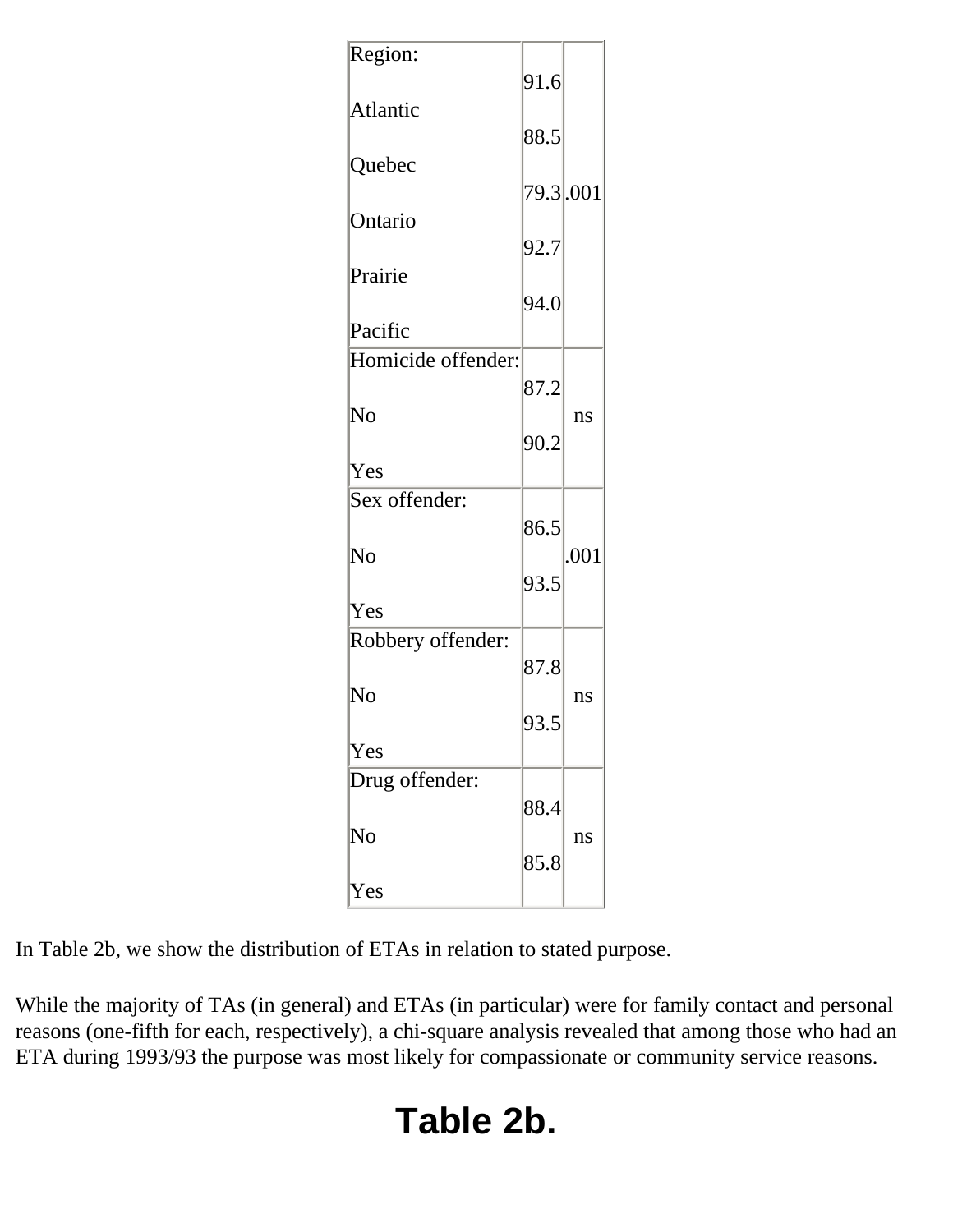| | | |
|---|---|---|
| Region: | | |
| Atlantic | 91.6 | .001 |
| Quebec | 88.5 | |
| Ontario | 79.3 | |
| Prairie | 92.7 | |
| Pacific | 94.0 | |
| Homicide offender: | | |
| No | 87.2 | ns |
| Yes | 90.2 | |
| Sex offender: | | |
| No | 86.5 | .001 |
| Yes | 93.5 | |
| Robbery offender: | | |
| No | 87.8 | ns |
| Yes | 93.5 | |
| Drug offender: | | |
| No | 88.4 | ns |
| Yes | 85.8 | |

In Table 2b, we show the distribution of ETAs in relation to stated purpose.

While the majority of TAs (in general) and ETAs (in particular) were for family contact and personal reasons (one-fifth for each, respectively), a chi-square analysis revealed that among those who had an ETA during 1993/93 the purpose was most likely for compassionate or community service reasons.

# Table 2b.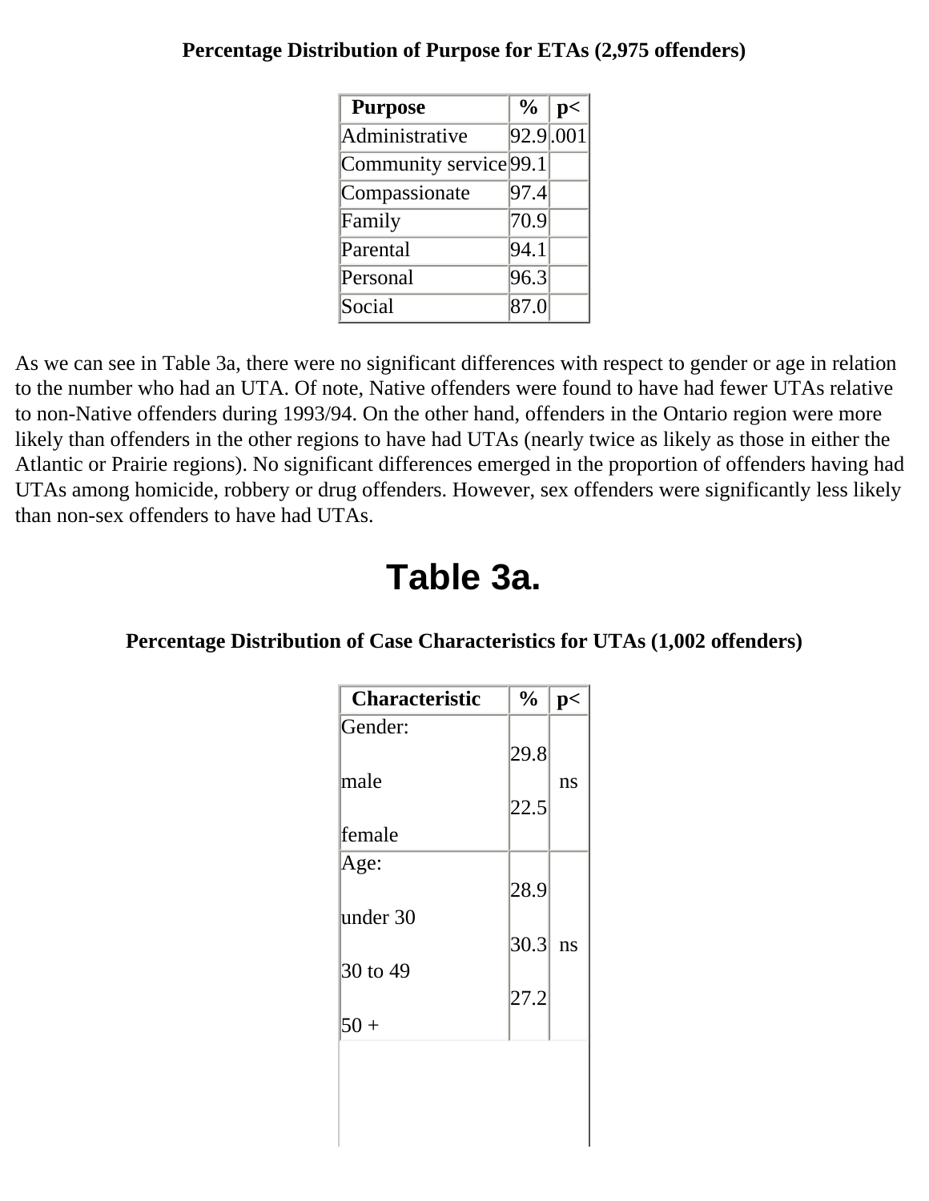**Percentage Distribution of Purpose for ETAs (2,975 offenders)**

| Purpose | % | p< |
|---|---|---|
| Administrative | 92.9 | .001 |
| Community service | 99.1 | |
| Compassionate | 97.4 | |
| Family | 70.9 | |
| Parental | 94.1 | |
| Personal | 96.3 | |
| Social | 87.0 | |

As we can see in Table 3a, there were no significant differences with respect to gender or age in relation to the number who had an UTA. Of note, Native offenders were found to have had fewer UTAs relative to non-Native offenders during 1993/94. On the other hand, offenders in the Ontario region were more likely than offenders in the other regions to have had UTAs (nearly twice as likely as those in either the Atlantic or Prairie regions). No significant differences emerged in the proportion of offenders having had UTAs among homicide, robbery or drug offenders. However, sex offenders were significantly less likely than non-sex offenders to have had UTAs.

# Table 3a.

**Percentage Distribution of Case Characteristics for UTAs (1,002 offenders)**

| Characteristic | % | p< |
|---|---|---|
| Gender: | | |
| male | 29.8 | ns |
| female | 22.5 | |
| Age: | | |
| under 30 | 28.9 | |
| 30 to 49 | 30.3 | ns |
| 50 + | 27.2 | |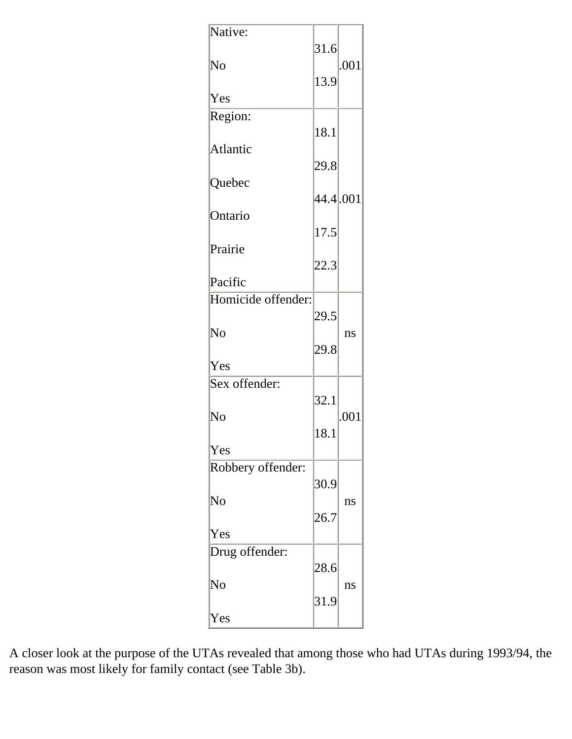| | | |
|---|---|---|
| Native: | | |
| No | 31.6 | .001 |
| Yes | 13.9 | |
| Region: | | |
| Atlantic | 18.1 | .001 |
| Quebec | 29.8 | |
| Ontario | 44.4 | |
| Prairie | 17.5 | |
| Pacific | 22.3 | |
| Homicide offender: | | |
| No | 29.5 | ns |
| Yes | 29.8 | |
| Sex offender: | | |
| No | 32.1 | .001 |
| Yes | 18.1 | |
| Robbery offender: | | |
| No | 30.9 | ns |
| Yes | 26.7 | |
| Drug offender: | | |
| No | 28.6 | ns |
| Yes | 31.9 | |

A closer look at the purpose of the UTAs revealed that among those who had UTAs during 1993/94, the reason was most likely for family contact (see Table 3b).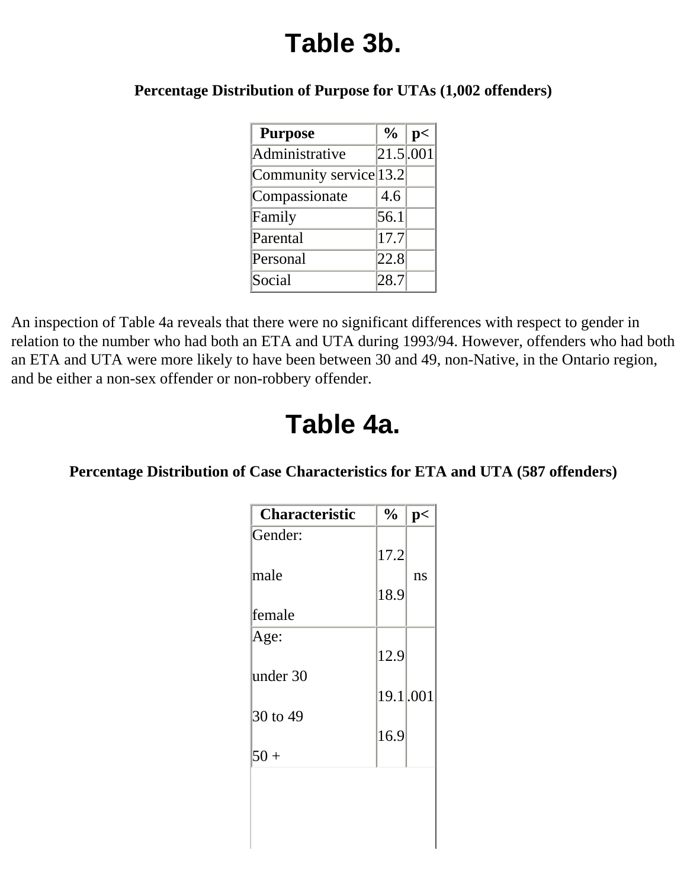# Table 3b.

**Percentage Distribution of Purpose for UTAs (1,002 offenders)**

| Purpose | % | p< |
|---|---|---|
| Administrative | 21.5 | .001 |
| Community service | 13.2 | |
| Compassionate | 4.6 | |
| Family | 56.1 | |
| Parental | 17.7 | |
| Personal | 22.8 | |
| Social | 28.7 | |

An inspection of Table 4a reveals that there were no significant differences with respect to gender in relation to the number who had both an ETA and UTA during 1993/94. However, offenders who had both an ETA and UTA were more likely to have been between 30 and 49, non-Native, in the Ontario region, and be either a non-sex offender or non-robbery offender.

# Table 4a.

**Percentage Distribution of Case Characteristics for ETA and UTA (587 offenders)**

| Characteristic | % | p< |
|---|---|---|
| Gender: | | |
| male | 17.2 | ns |
| female | 18.9 | |
| Age: | | |
| under 30 | 12.9 | |
| 30 to 49 | 19.1 | .001 |
| 50 + | 16.9 | |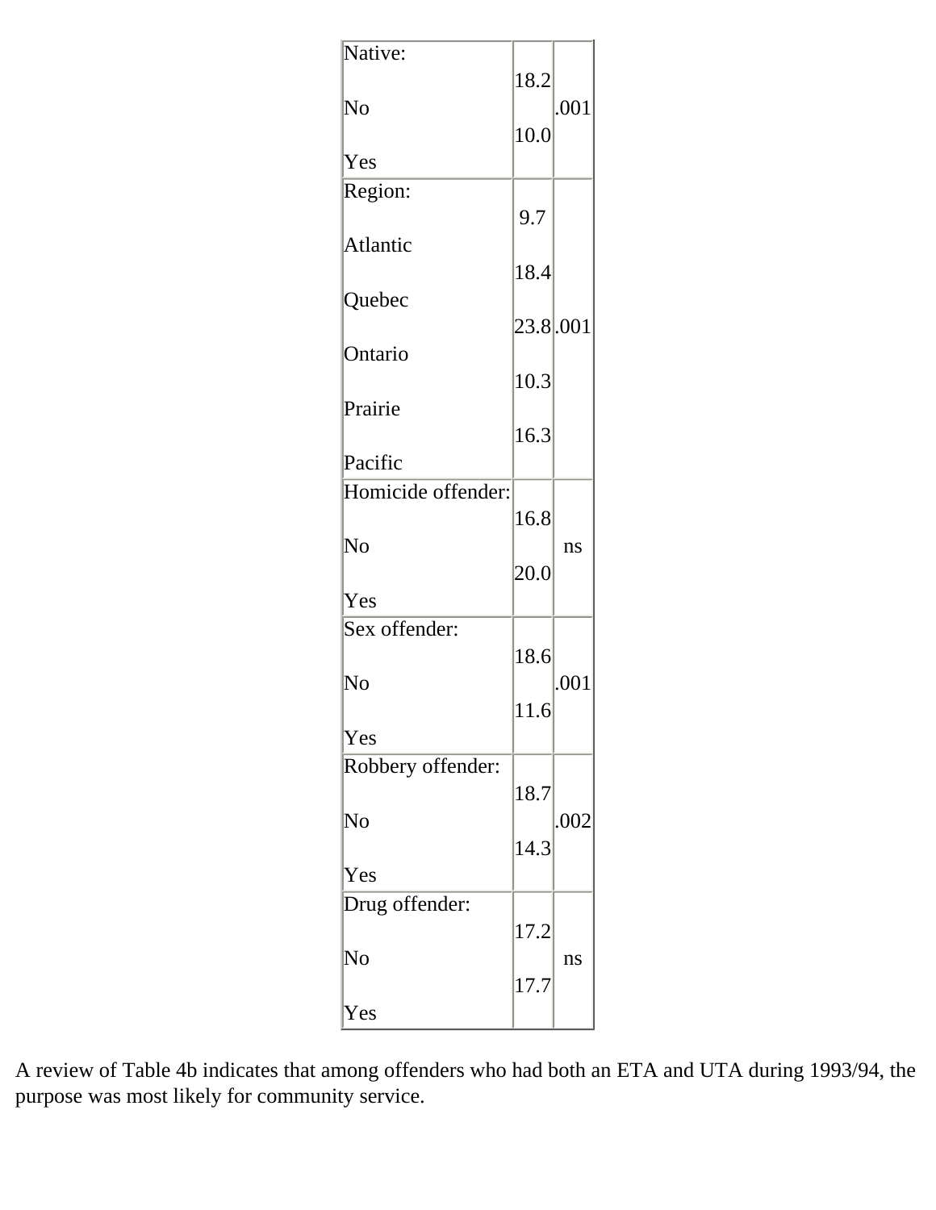| | | |
|---|---|---|
| Native: | | |
| No | 18.2 | .001 |
| Yes | 10.0 | |
| Region: | | |
| Atlantic | 9.7 | .001 |
| Quebec | 18.4 | |
| Ontario | 23.8 | |
| Prairie | 10.3 | |
| Pacific | 16.3 | |
| Homicide offender: | | |
| No | 16.8 | ns |
| Yes | 20.0 | |
| Sex offender: | | |
| No | 18.6 | .001 |
| Yes | 11.6 | |
| Robbery offender: | | |
| No | 18.7 | .002 |
| Yes | 14.3 | |
| Drug offender: | | |
| No | 17.2 | ns |
| Yes | 17.7 | |

A review of Table 4b indicates that among offenders who had both an ETA and UTA during 1993/94, the purpose was most likely for community service.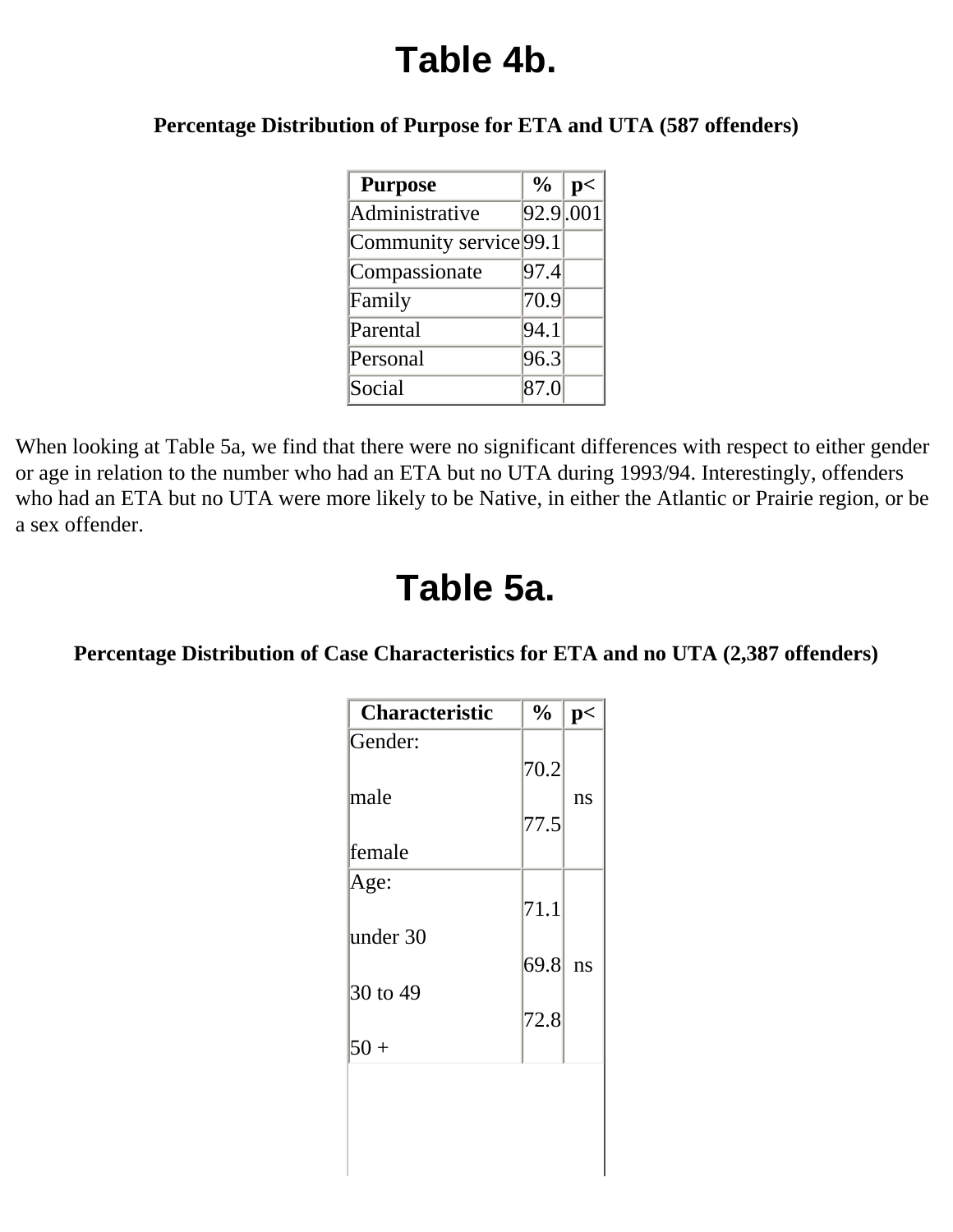# Table 4b.

**Percentage Distribution of Purpose for ETA and UTA (587 offenders)**

| Purpose | % | p< |
|---|---|---|
| Administrative | 92.9 | .001 |
| Community service | 99.1 | |
| Compassionate | 97.4 | |
| Family | 70.9 | |
| Parental | 94.1 | |
| Personal | 96.3 | |
| Social | 87.0 | |

When looking at Table 5a, we find that there were no significant differences with respect to either gender or age in relation to the number who had an ETA but no UTA during 1993/94. Interestingly, offenders who had an ETA but no UTA were more likely to be Native, in either the Atlantic or Prairie region, or be a sex offender.

# Table 5a.

**Percentage Distribution of Case Characteristics for ETA and no UTA (2,387 offenders)**

| Characteristic | % | p< |
|---|---|---|
| Gender: | | ns |
| male | 70.2 | |
| female | 77.5 | |
| Age: | | ns |
| under 30 | 71.1 | |
| 30 to 49 | 69.8 | |
| 50 + | 72.8 | |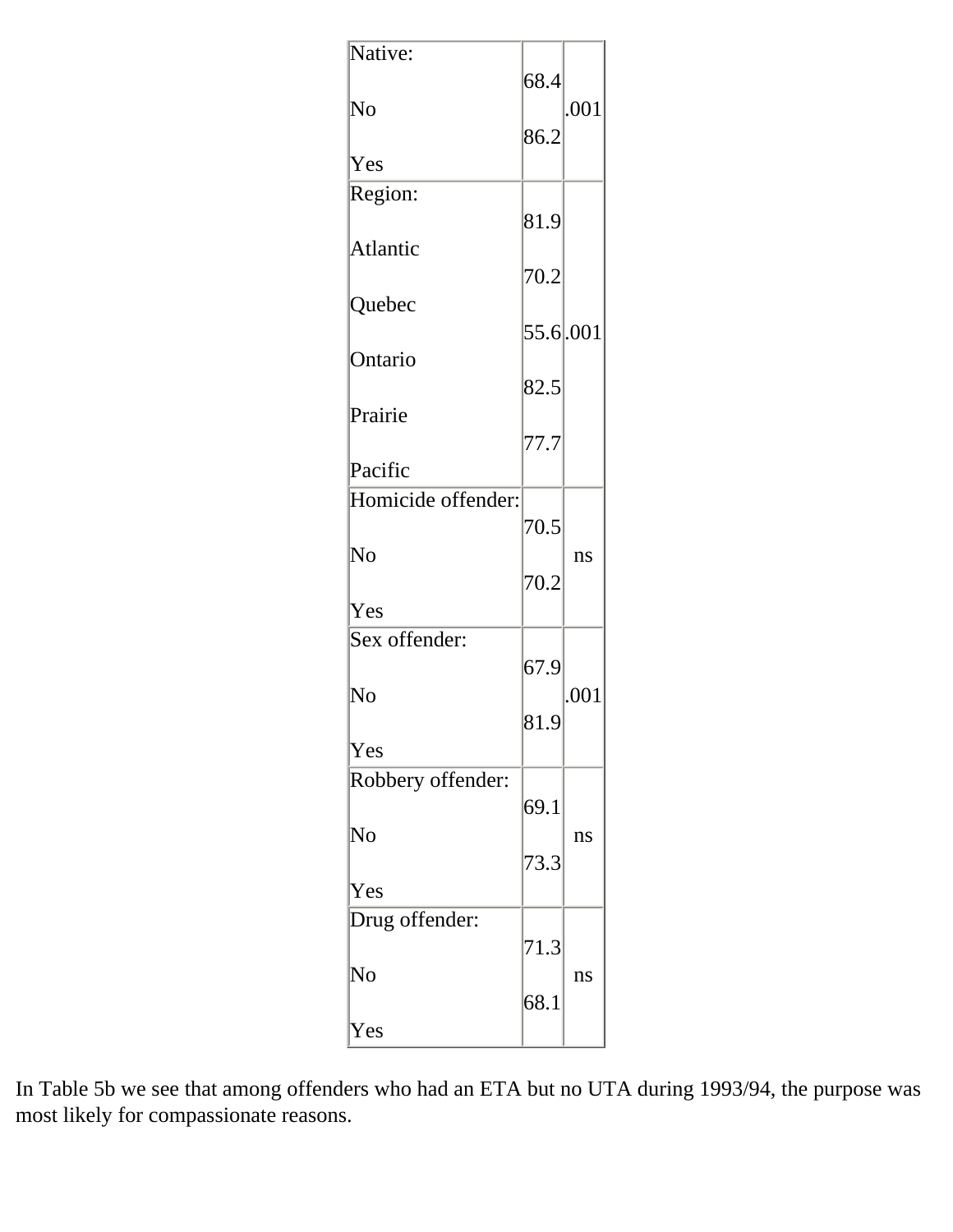| | | |
|---|---|---|
| Native: | | |
| No | 68.4 | .001 |
| Yes | 86.2 | |
| Region: | | |
| Atlantic | 81.9 | .001 |
| Quebec | 70.2 | |
| Ontario | 55.6 | |
| Prairie | 82.5 | |
| Pacific | 77.7 | |
| Homicide offender: | | |
| No | 70.5 | ns |
| Yes | 70.2 | |
| Sex offender: | | |
| No | 67.9 | .001 |
| Yes | 81.9 | |
| Robbery offender: | | |
| No | 69.1 | ns |
| Yes | 73.3 | |
| Drug offender: | | |
| No | 71.3 | ns |
| Yes | 68.1 | |

In Table 5b we see that among offenders who had an ETA but no UTA during 1993/94, the purpose was most likely for compassionate reasons.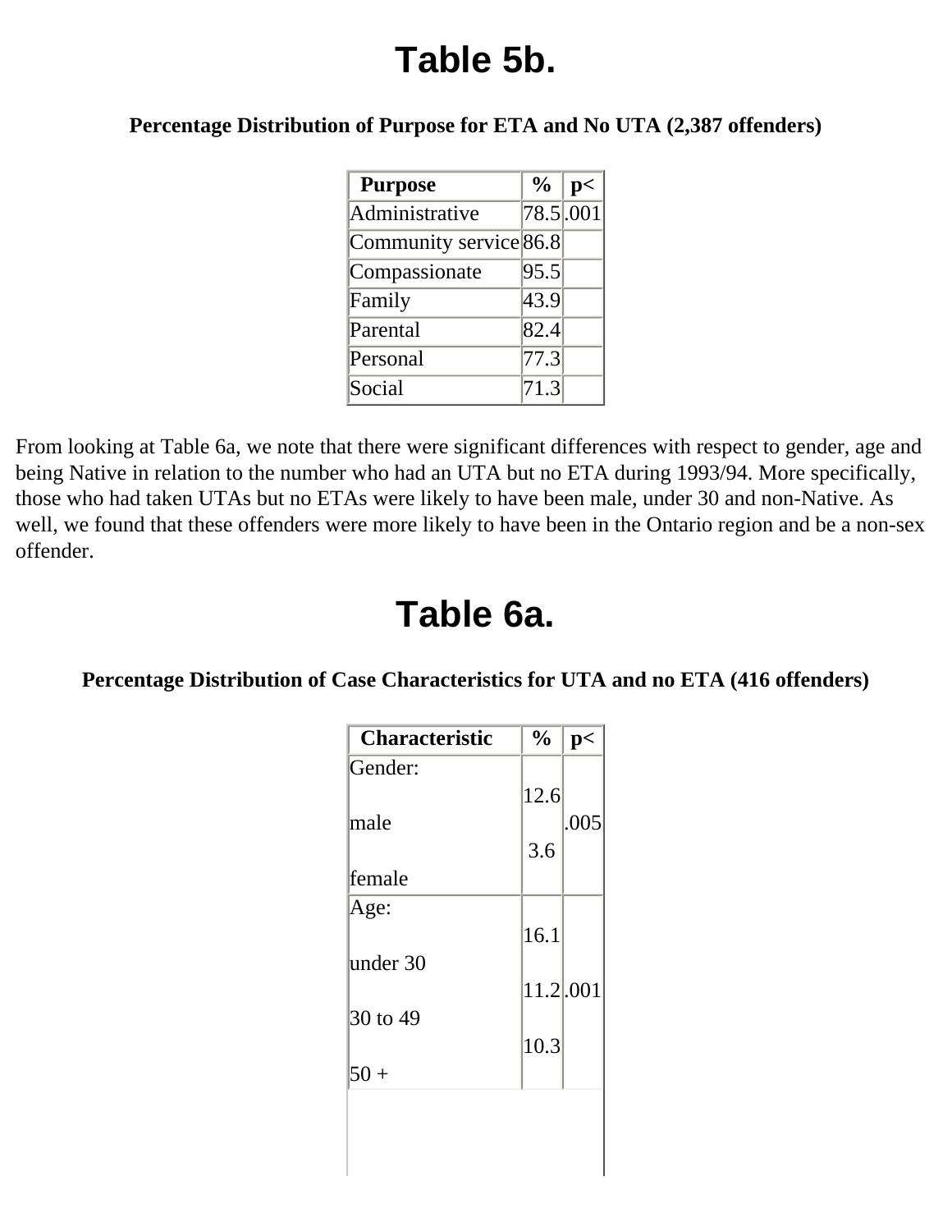# Table 5b.

**Percentage Distribution of Purpose for ETA and No UTA (2,387 offenders)**

| Purpose | % | p< |
|---|---|---|
| Administrative | 78.5 | .001 |
| Community service | 86.8 | |
| Compassionate | 95.5 | |
| Family | 43.9 | |
| Parental | 82.4 | |
| Personal | 77.3 | |
| Social | 71.3 | |

From looking at Table 6a, we note that there were significant differences with respect to gender, age and being Native in relation to the number who had an UTA but no ETA during 1993/94. More specifically, those who had taken UTAs but no ETAs were likely to have been male, under 30 and non-Native. As well, we found that these offenders were more likely to have been in the Ontario region and be a non-sex offender.

# Table 6a.

**Percentage Distribution of Case Characteristics for UTA and no ETA (416 offenders)**

| Characteristic | % | p< |
|---|---|---|
| Gender: | | |
| male | 12.6 | .005 |
| female | 3.6 | |
| Age: | | |
| under 30 | 16.1 | .001 |
| 30 to 49 | 11.2 | |
| 50 + | 10.3 | |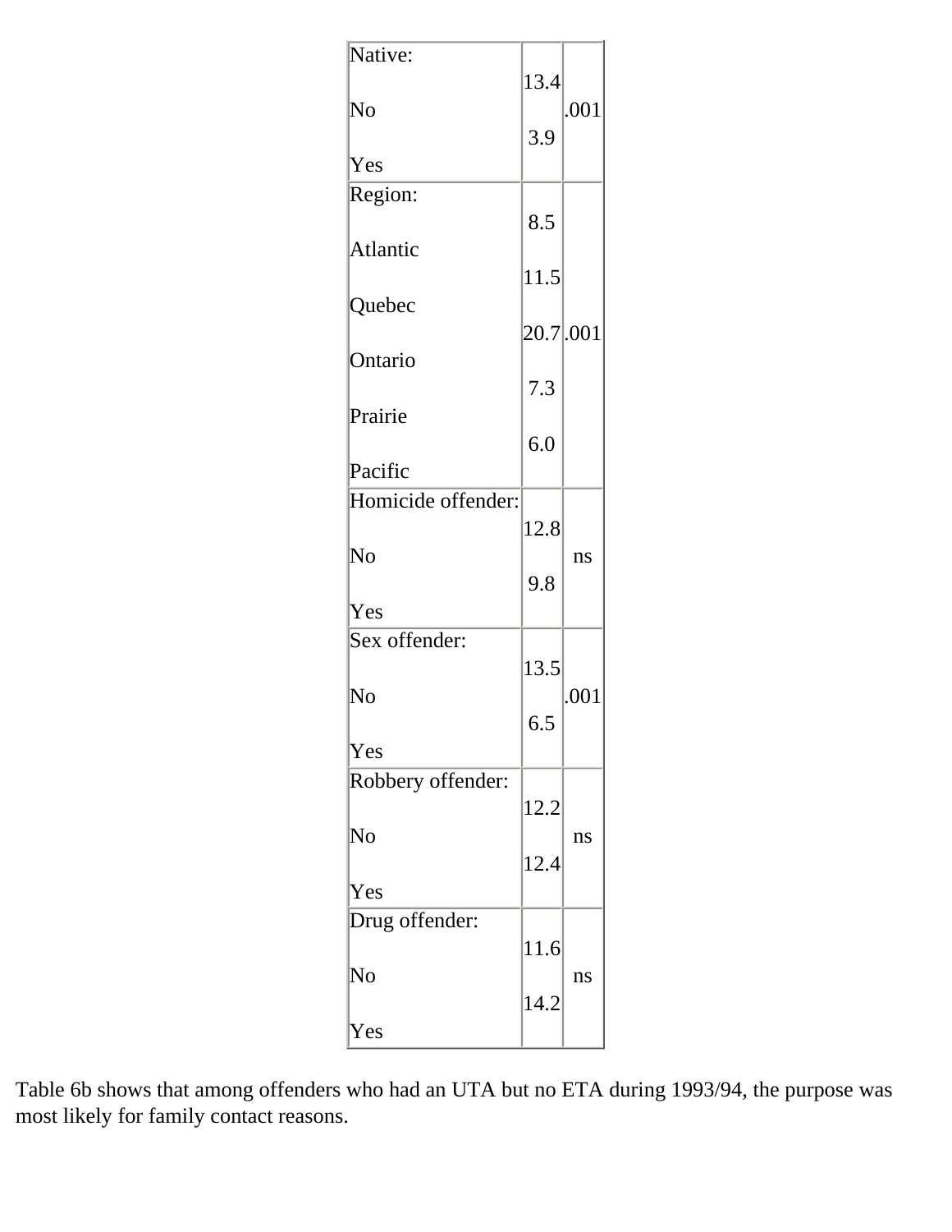| | | |
|---|---|---|
| Native: | | |
| No | 13.4 | .001 |
| Yes | 3.9 | |
| Region: | | |
| Atlantic | 8.5 | .001 |
| Quebec | 11.5 | |
| Ontario | 20.7 | |
| Prairie | 7.3 | |
| Pacific | 6.0 | |
| Homicide offender: | | |
| No | 12.8 | ns |
| Yes | 9.8 | |
| Sex offender: | | |
| No | 13.5 | .001 |
| Yes | 6.5 | |
| Robbery offender: | | |
| No | 12.2 | ns |
| Yes | 12.4 | |
| Drug offender: | | |
| No | 11.6 | ns |
| Yes | 14.2 | |

Table 6b shows that among offenders who had an UTA but no ETA during 1993/94, the purpose was most likely for family contact reasons.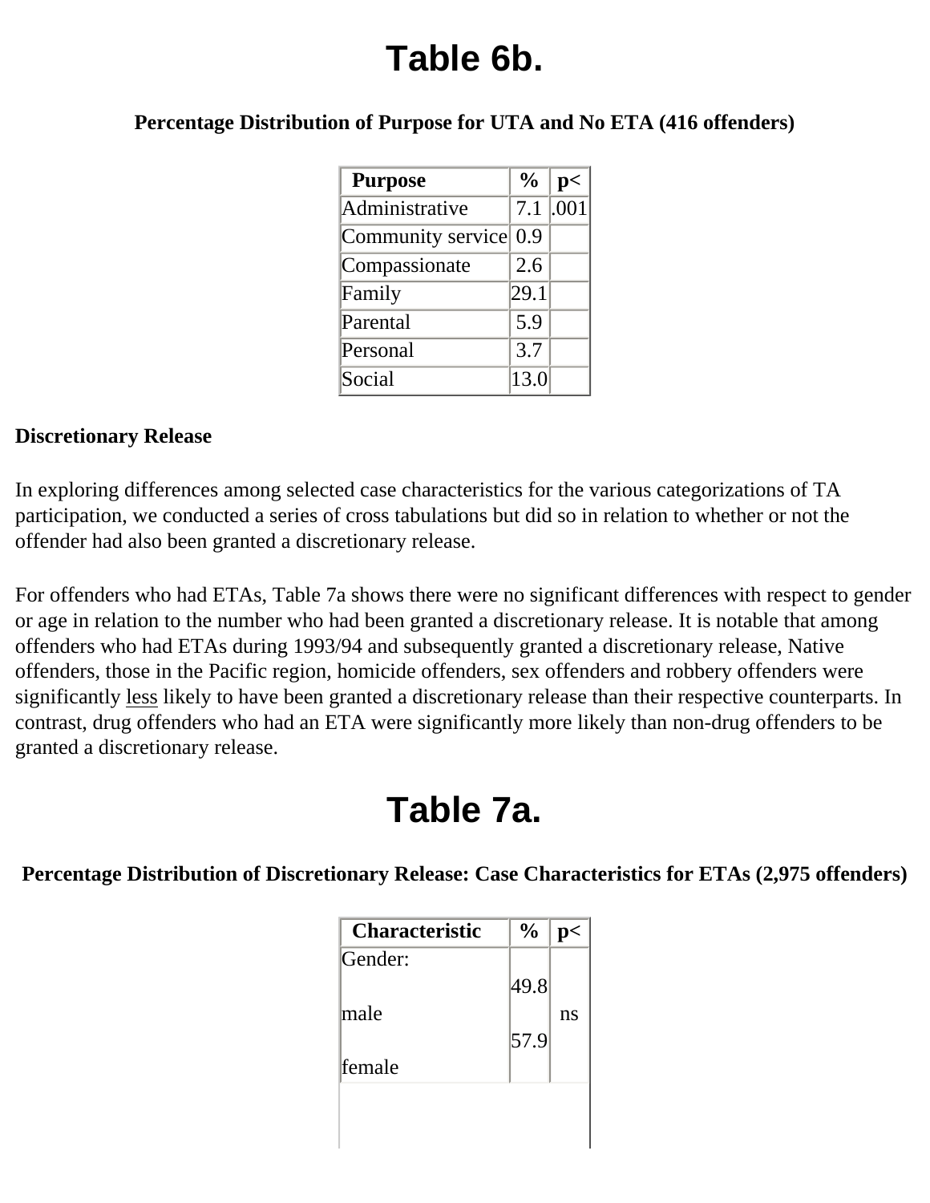# Table 6b.

**Percentage Distribution of Purpose for UTA and No ETA (416 offenders)**

| Purpose | % | p< |
|---|---|---|
| Administrative | 7.1 | .001 |
| Community service | 0.9 | |
| Compassionate | 2.6 | |
| Family | 29.1 | |
| Parental | 5.9 | |
| Personal | 3.7 | |
| Social | 13.0 | |

**Discretionary Release**

In exploring differences among selected case characteristics for the various categorizations of TA participation, we conducted a series of cross tabulations but did so in relation to whether or not the offender had also been granted a discretionary release.

For offenders who had ETAs, Table 7a shows there were no significant differences with respect to gender or age in relation to the number who had been granted a discretionary release. It is notable that among offenders who had ETAs during 1993/94 and subsequently granted a discretionary release, Native offenders, those in the Pacific region, homicide offenders, sex offenders and robbery offenders were significantly less likely to have been granted a discretionary release than their respective counterparts. In contrast, drug offenders who had an ETA were significantly more likely than non-drug offenders to be granted a discretionary release.

# Table 7a.

**Percentage Distribution of Discretionary Release: Case Characteristics for ETAs (2,975 offenders)**

| Characteristic | % | p< |
|---|---|---|
| Gender: | | |
| male | 49.8 | ns |
| female | 57.9 | |
| | | |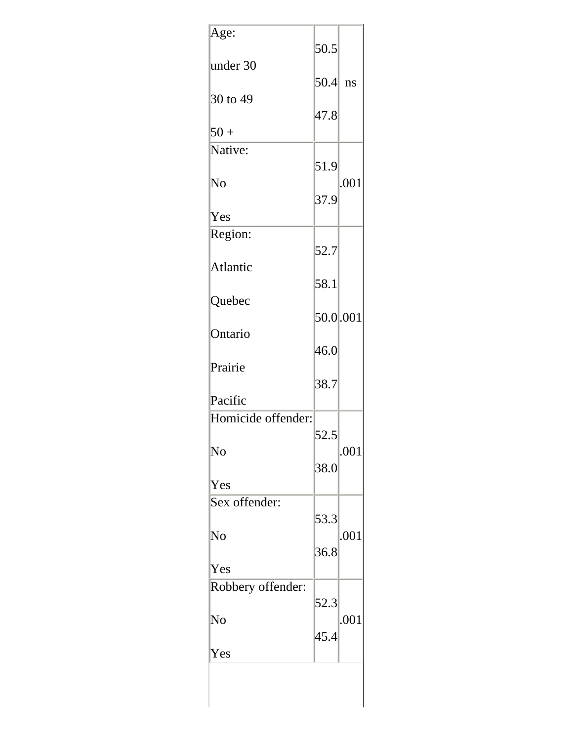| | | |
|---|---|---|
| Age: | | |
| under 30 | 50.5 | ns |
| 30 to 49 | 50.4 | |
| 50 + | 47.8 | |
| Native: | | |
| No | 51.9 | .001 |
| Yes | 37.9 | |
| Region: | | |
| Atlantic | 52.7 | .001 |
| Quebec | 58.1 | |
| Ontario | 50.0 | |
| Prairie | 46.0 | |
| Pacific | 38.7 | |
| Homicide offender: | | |
| No | 52.5 | .001 |
| Yes | 38.0 | |
| Sex offender: | | |
| No | 53.3 | .001 |
| Yes | 36.8 | |
| Robbery offender: | | |
| No | 52.3 | .001 |
| Yes | 45.4 | |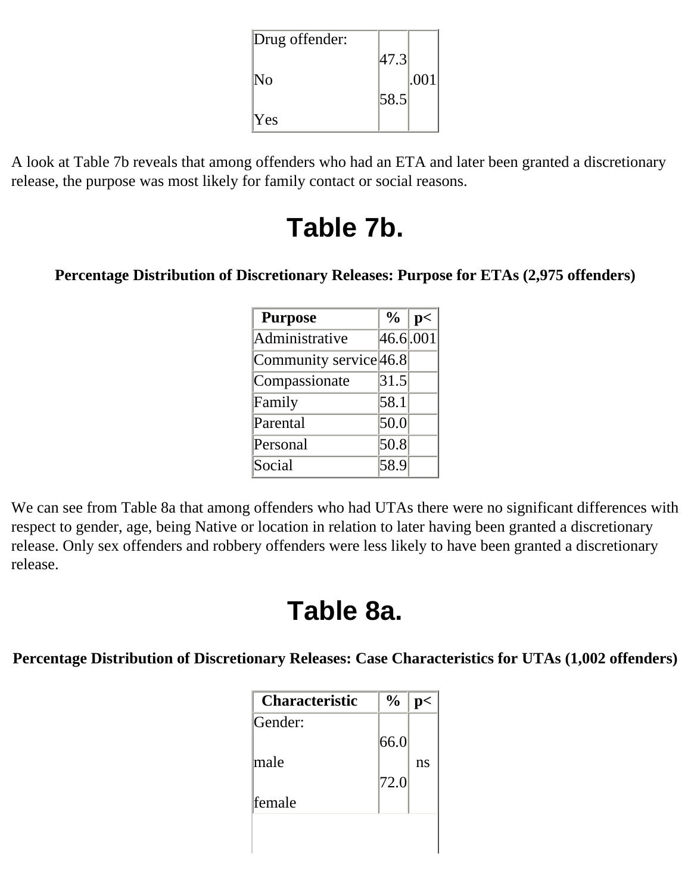| Drug offender: | | |
|---|---|---|
| No | 47.3 | .001 |
| Yes | 58.5 | |

A look at Table 7b reveals that among offenders who had an ETA and later been granted a discretionary release, the purpose was most likely for family contact or social reasons.

# Table 7b.

**Percentage Distribution of Discretionary Releases: Purpose for ETAs (2,975 offenders)**

| Purpose | % | p< |
|---|---|---|
| Administrative | 46.6 | .001 |
| Community service | 46.8 | |
| Compassionate | 31.5 | |
| Family | 58.1 | |
| Parental | 50.0 | |
| Personal | 50.8 | |
| Social | 58.9 | |

We can see from Table 8a that among offenders who had UTAs there were no significant differences with respect to gender, age, being Native or location in relation to later having been granted a discretionary release. Only sex offenders and robbery offenders were less likely to have been granted a discretionary release.

# Table 8a.

**Percentage Distribution of Discretionary Releases: Case Characteristics for UTAs (1,002 offenders)**

| Characteristic | % | p< |
|---|---|---|
| Gender: | | |
| male | 66.0 | ns |
| female | 72.0 | |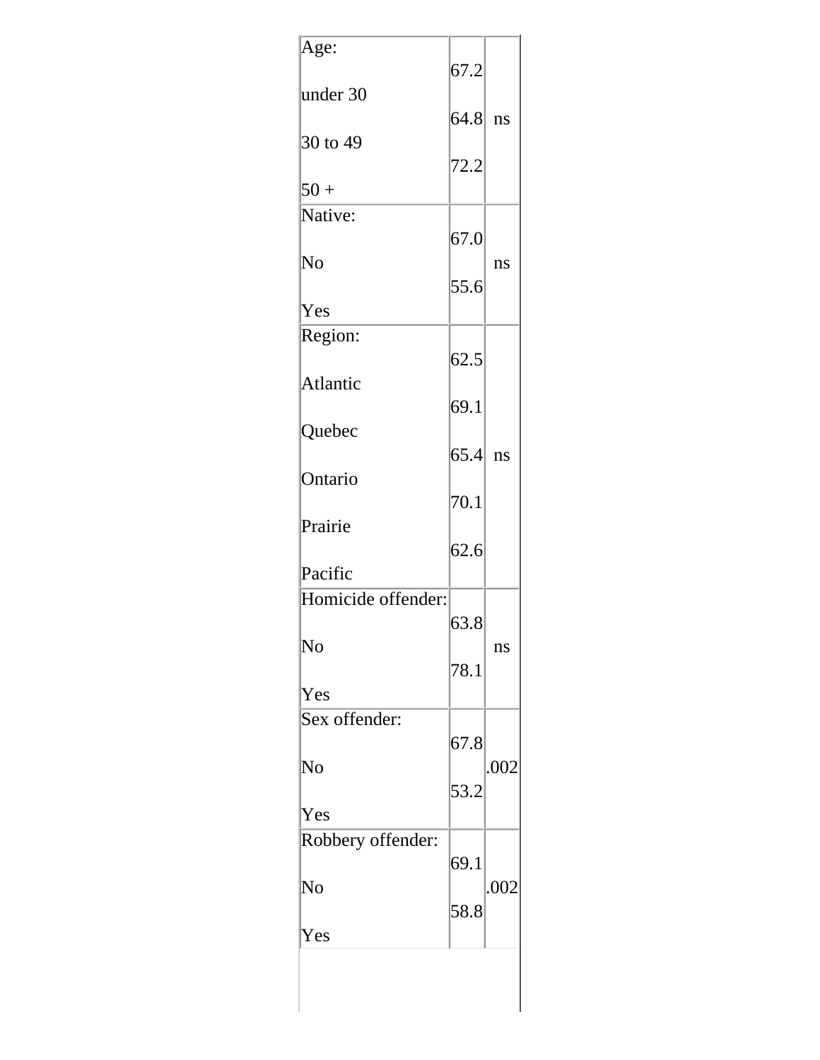| | | |
|---|---|---|
| Age: | | |
| under 30 | 67.2 | |
| 30 to 49 | 64.8 | ns |
| 50 + | 72.2 | |
| Native: | | |
| No | 67.0 | ns |
| Yes | 55.6 | |
| Region: | | |
| Atlantic | 62.5 | |
| Quebec | 69.1 | |
| Ontario | 65.4 | ns |
| Prairie | 70.1 | |
| Pacific | 62.6 | |
| Homicide offender: | | |
| No | 63.8 | ns |
| Yes | 78.1 | |
| Sex offender: | | |
| No | 67.8 | .002 |
| Yes | 53.2 | |
| Robbery offender: | | |
| No | 69.1 | .002 |
| Yes | 58.8 | |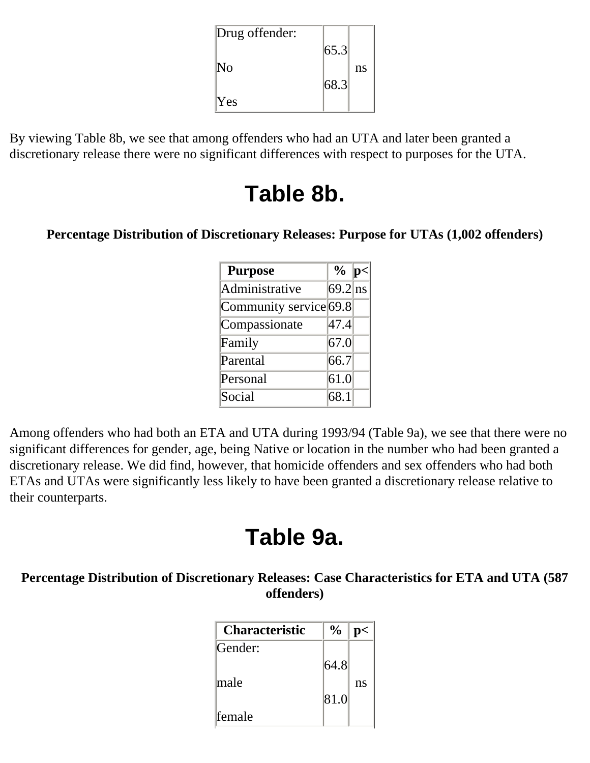| Drug offender: | | |
| --- | --- | --- |
| No | 65.3 | ns |
| Yes | 68.3 | |

By viewing Table 8b, we see that among offenders who had an UTA and later been granted a discretionary release there were no significant differences with respect to purposes for the UTA.

# Table 8b.

**Percentage Distribution of Discretionary Releases: Purpose for UTAs (1,002 offenders)**

| Purpose | % | p< |
| --- | --- | --- |
| Administrative | 69.2 | ns |
| Community service | 69.8 | |
| Compassionate | 47.4 | |
| Family | 67.0 | |
| Parental | 66.7 | |
| Personal | 61.0 | |
| Social | 68.1 | |

Among offenders who had both an ETA and UTA during 1993/94 (Table 9a), we see that there were no significant differences for gender, age, being Native or location in the number who had been granted a discretionary release. We did find, however, that homicide offenders and sex offenders who had both ETAs and UTAs were significantly less likely to have been granted a discretionary release relative to their counterparts.

# Table 9a.

**Percentage Distribution of Discretionary Releases: Case Characteristics for ETA and UTA (587 offenders)**

| Characteristic | % | p< |
| --- | --- | --- |
| Gender: | | |
| male | 64.8 | ns |
| female | 81.0 | |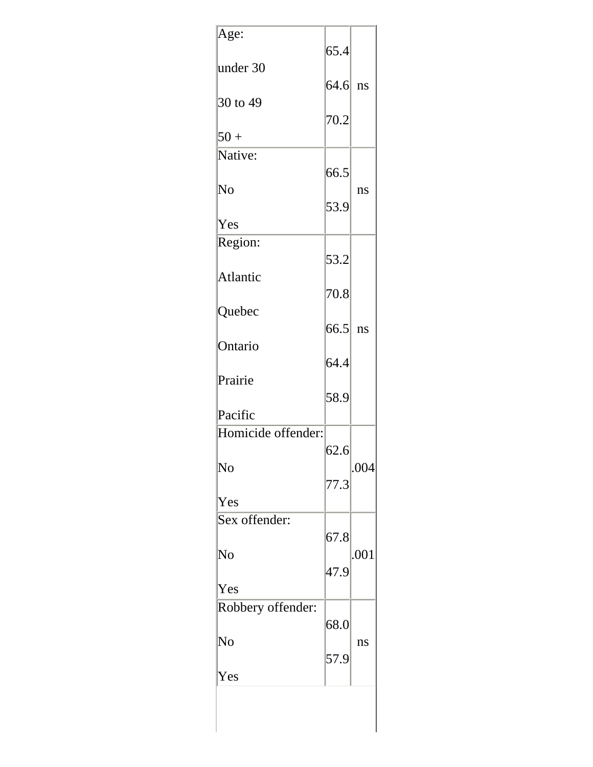| | | |
|---|---|---|
| Age: | | |
| under 30 | 65.4 | ns |
| 30 to 49 | 64.6 | |
| 50 + | 70.2 | |
| Native: | | |
| No | 66.5 | ns |
| Yes | 53.9 | |
| Region: | | |
| Atlantic | 53.2 | ns |
| Quebec | 70.8 | |
| Ontario | 66.5 | |
| Prairie | 64.4 | |
| Pacific | 58.9 | |
| Homicide offender: | | |
| No | 62.6 | .004 |
| Yes | 77.3 | |
| Sex offender: | | |
| No | 67.8 | .001 |
| Yes | 47.9 | |
| Robbery offender: | | |
| No | 68.0 | ns |
| Yes | 57.9 | |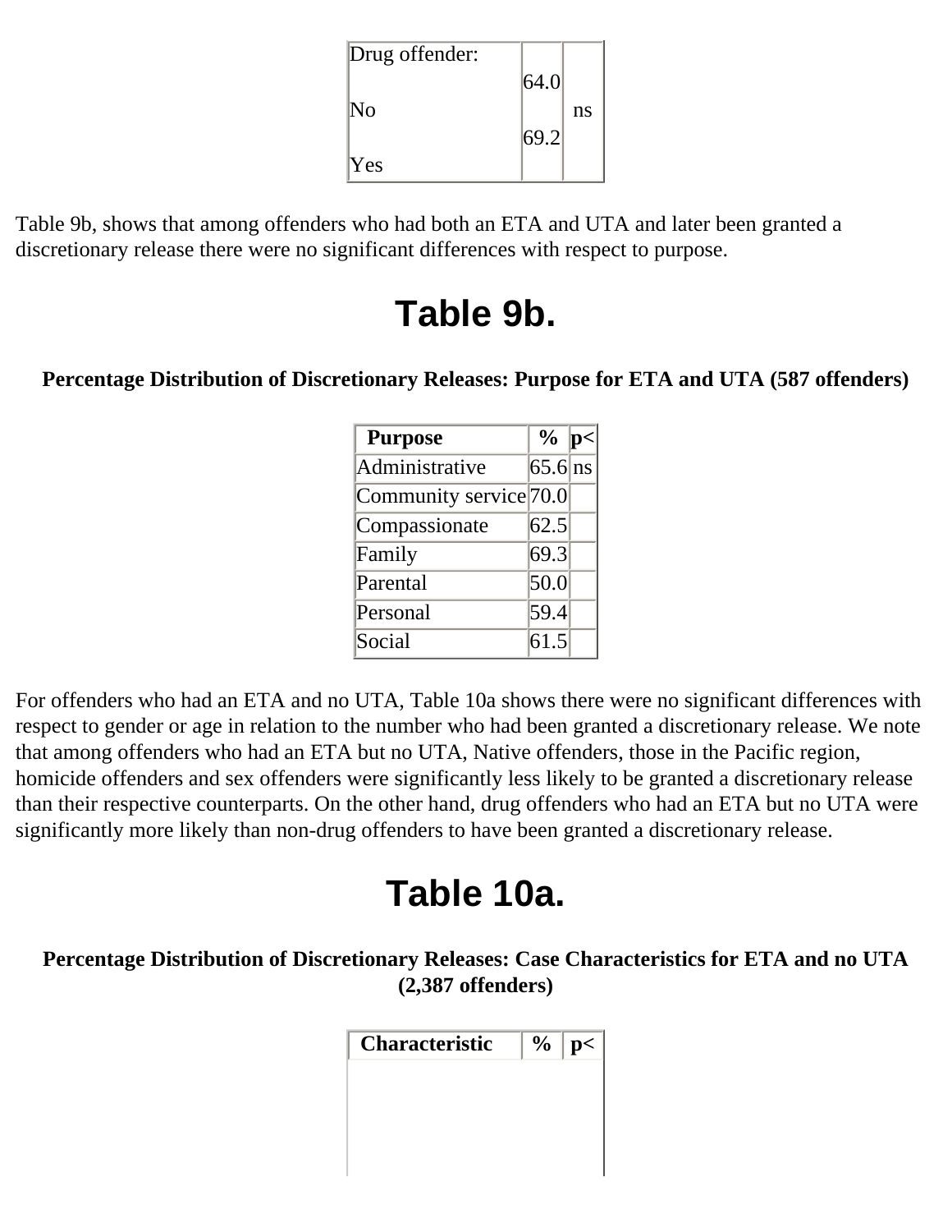| Drug offender: No Yes | 64.0 69.2 | ns |
|---|---|---|

Table 9b, shows that among offenders who had both an ETA and UTA and later been granted a discretionary release there were no significant differences with respect to purpose.

# Table 9b.

**Percentage Distribution of Discretionary Releases: Purpose for ETA and UTA (587 offenders)**

| Purpose | % | p< |
|---|---|---|
| Administrative | 65.6 | ns |
| Community service | 70.0 | |
| Compassionate | 62.5 | |
| Family | 69.3 | |
| Parental | 50.0 | |
| Personal | 59.4 | |
| Social | 61.5 | |

For offenders who had an ETA and no UTA, Table 10a shows there were no significant differences with respect to gender or age in relation to the number who had been granted a discretionary release. We note that among offenders who had an ETA but no UTA, Native offenders, those in the Pacific region, homicide offenders and sex offenders were significantly less likely to be granted a discretionary release than their respective counterparts. On the other hand, drug offenders who had an ETA but no UTA were significantly more likely than non-drug offenders to have been granted a discretionary release.

# Table 10a.

**Percentage Distribution of Discretionary Releases: Case Characteristics for ETA and no UTA (2,387 offenders)**

| Characteristic | % | p< |
|---|---|---|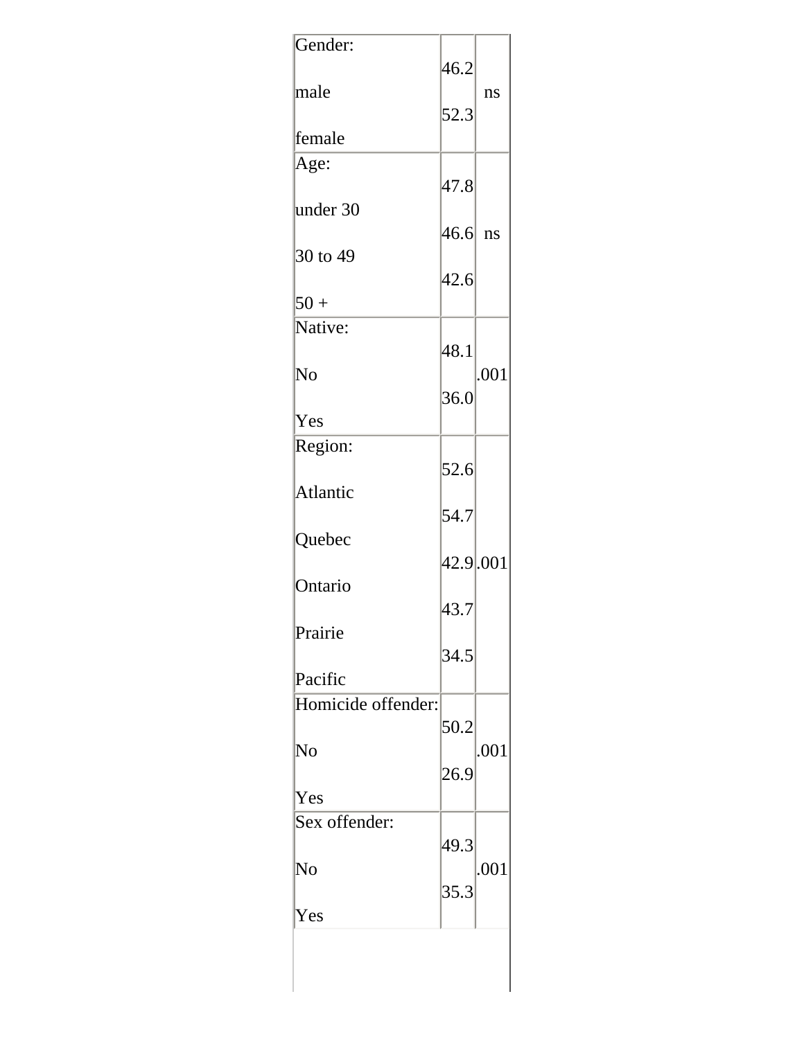| | | |
|---|---|---|
| Gender: | | |
| male | 46.2 | ns |
| female | 52.3 | |
| Age: | | |
| under 30 | 47.8 | ns |
| 30 to 49 | 46.6 | |
| 50 + | 42.6 | |
| Native: | | |
| No | 48.1 | .001 |
| Yes | 36.0 | |
| Region: | | |
| Atlantic | 52.6 | .001 |
| Quebec | 54.7 | |
| Ontario | 42.9 | |
| Prairie | 43.7 | |
| Pacific | 34.5 | |
| Homicide offender: | | |
| No | 50.2 | .001 |
| Yes | 26.9 | |
| Sex offender: | | |
| No | 49.3 | .001 |
| Yes | 35.3 | |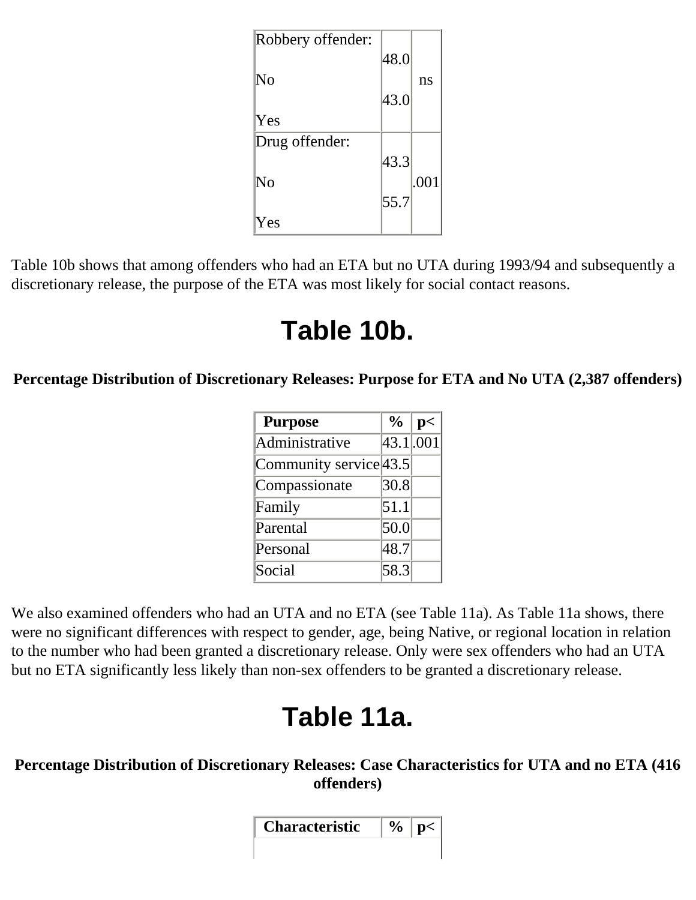| Robbery offender: | | |
|---|---|---|
| No | 48.0 | ns |
| Yes | 43.0 | |
| Drug offender: | | |
| No | 43.3 | .001 |
| Yes | 55.7 | |

Table 10b shows that among offenders who had an ETA but no UTA during 1993/94 and subsequently a discretionary release, the purpose of the ETA was most likely for social contact reasons.

# Table 10b.

**Percentage Distribution of Discretionary Releases: Purpose for ETA and No UTA (2,387 offenders)**

| Purpose | % | p< |
|---|---|---|
| Administrative | 43.1 | .001 |
| Community service | 43.5 | |
| Compassionate | 30.8 | |
| Family | 51.1 | |
| Parental | 50.0 | |
| Personal | 48.7 | |
| Social | 58.3 | |

We also examined offenders who had an UTA and no ETA (see Table 11a). As Table 11a shows, there were no significant differences with respect to gender, age, being Native, or regional location in relation to the number who had been granted a discretionary release. Only were sex offenders who had an UTA but no ETA significantly less likely than non-sex offenders to be granted a discretionary release.

# Table 11a.

**Percentage Distribution of Discretionary Releases: Case Characteristics for UTA and no ETA (416 offenders)**

| Characteristic | % | p< |
|---|---|---|
| | | |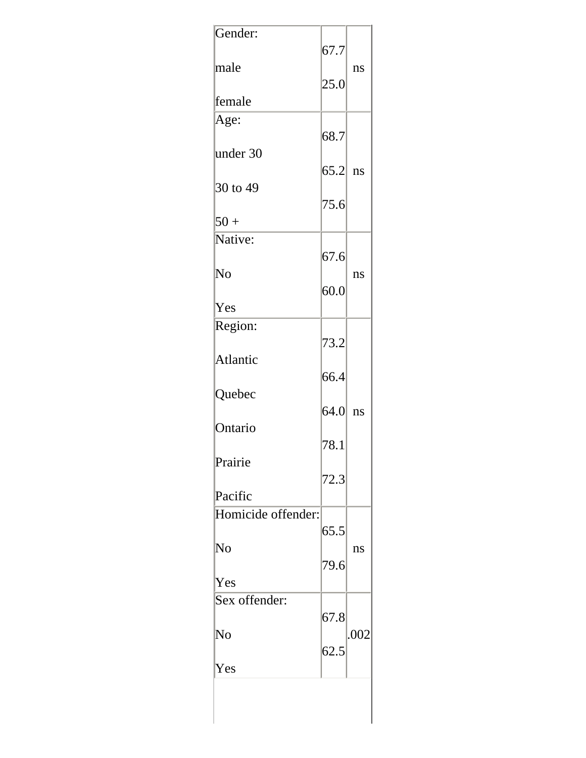| | | |
|---|---|---|
| Gender: | | |
| male | 67.7 | ns |
| female | 25.0 | |
| Age: | | |
| under 30 | 68.7 | |
| 30 to 49 | 65.2 | ns |
| 50 + | 75.6 | |
| Native: | | |
| No | 67.6 | ns |
| Yes | 60.0 | |
| Region: | | |
| Atlantic | 73.2 | |
| Quebec | 66.4 | |
| Ontario | 64.0 | ns |
| Prairie | 78.1 | |
| Pacific | 72.3 | |
| Homicide offender: | | |
| No | 65.5 | ns |
| Yes | 79.6 | |
| Sex offender: | | |
| No | 67.8 | .002 |
| Yes | 62.5 | |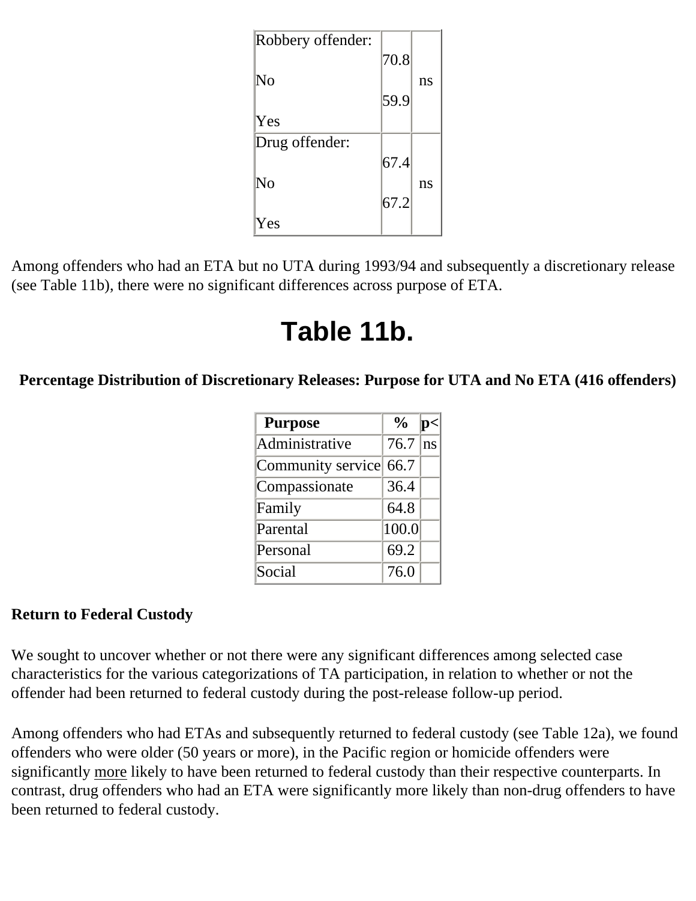| Robbery offender: | | |
|---|---|---|
| No | 70.8 | ns |
| Yes | 59.9 | |
| Drug offender: | | |
| No | 67.4 | ns |
| Yes | 67.2 | |

Among offenders who had an ETA but no UTA during 1993/94 and subsequently a discretionary release (see Table 11b), there were no significant differences across purpose of ETA.

# Table 11b.

**Percentage Distribution of Discretionary Releases: Purpose for UTA and No ETA (416 offenders)**

| Purpose | % | p< |
|---|---|---|
| Administrative | 76.7 | ns |
| Community service | 66.7 | |
| Compassionate | 36.4 | |
| Family | 64.8 | |
| Parental | 100.0 | |
| Personal | 69.2 | |
| Social | 76.0 | |

**Return to Federal Custody**

We sought to uncover whether or not there were any significant differences among selected case characteristics for the various categorizations of TA participation, in relation to whether or not the offender had been returned to federal custody during the post-release follow-up period.

Among offenders who had ETAs and subsequently returned to federal custody (see Table 12a), we found offenders who were older (50 years or more), in the Pacific region or homicide offenders were significantly more likely to have been returned to federal custody than their respective counterparts. In contrast, drug offenders who had an ETA were significantly more likely than non-drug offenders to have been returned to federal custody.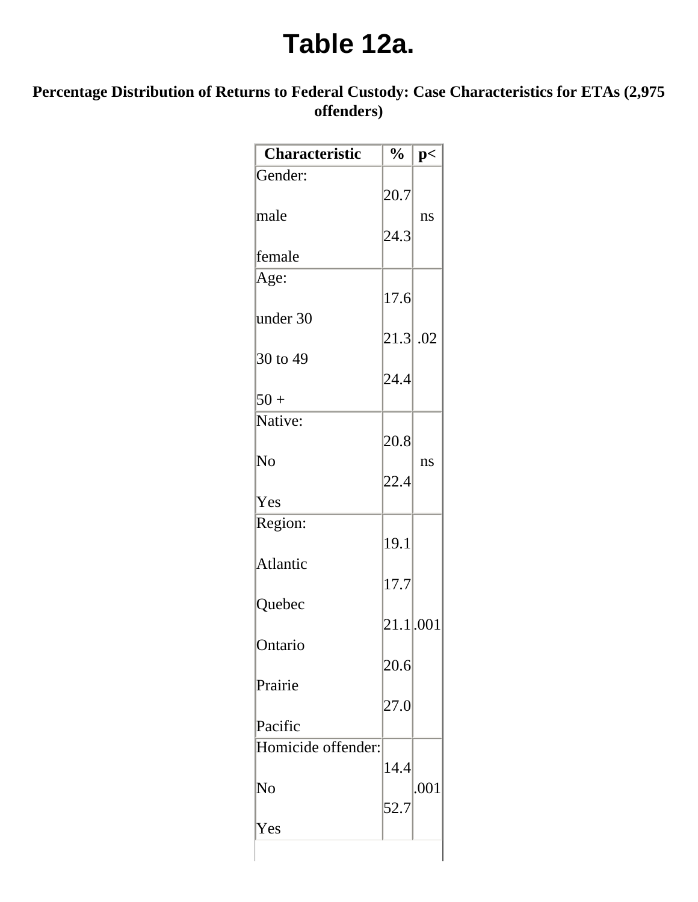# Table 12a.

**Percentage Distribution of Returns to Federal Custody: Case Characteristics for ETAs (2,975 offenders)**

| Characteristic | % | p< |
|---|---|---|
| Gender: | | |
| male | 20.7 | ns |
| female | 24.3 | |
| Age: | | |
| under 30 | 17.6 | |
| 30 to 49 | 21.3 | .02 |
| 50 + | 24.4 | |
| Native: | | |
| No | 20.8 | ns |
| Yes | 22.4 | |
| Region: | | |
| Atlantic | 19.1 | |
| Quebec | 17.7 | |
| Ontario | 21.1 | .001 |
| Prairie | 20.6 | |
| Pacific | 27.0 | |
| Homicide offender: | | |
| No | 14.4 | .001 |
| Yes | 52.7 | |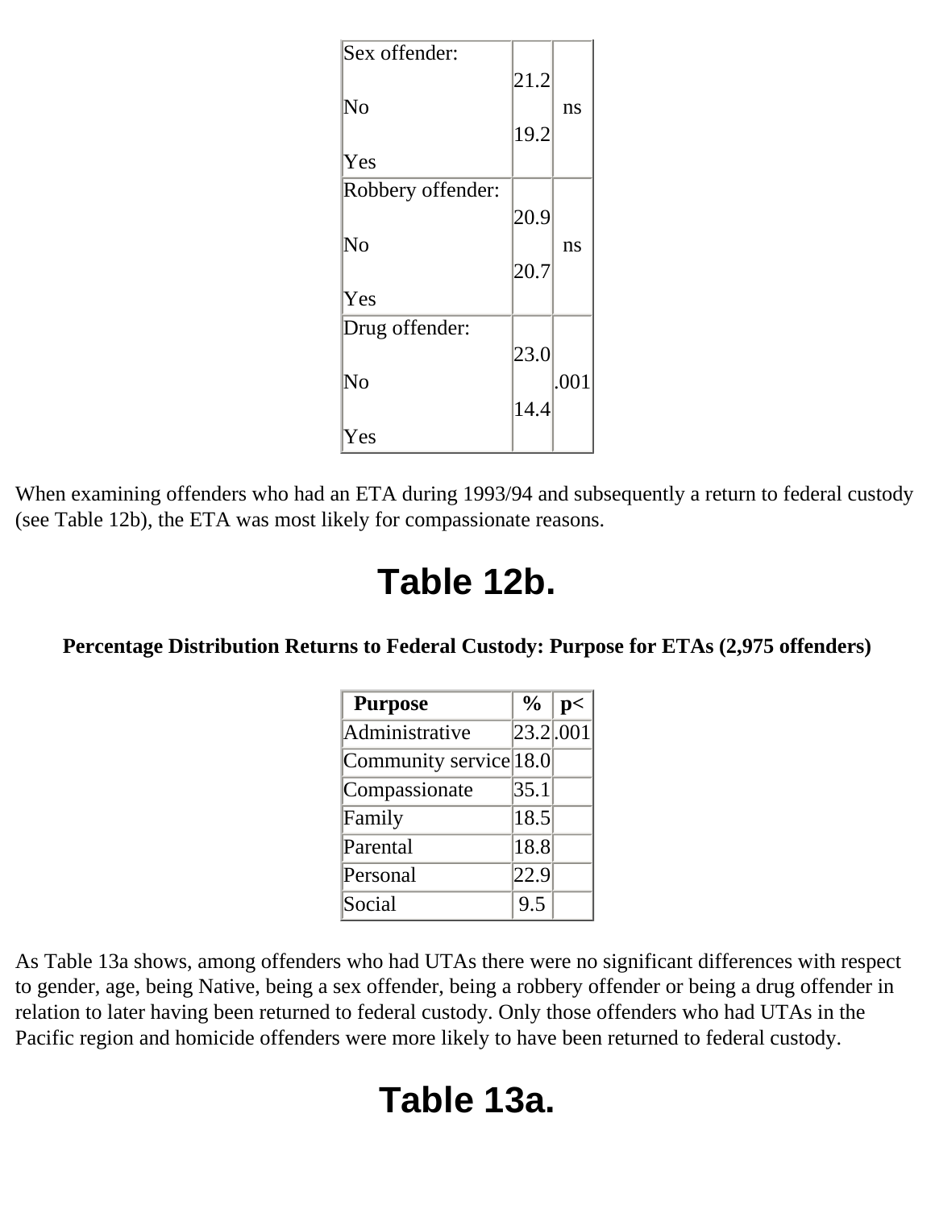| | | |
|---|---|---|
| Sex offender: | | |
| No | 21.2 | ns |
| Yes | 19.2 | |
| Robbery offender: | | |
| No | 20.9 | ns |
| Yes | 20.7 | |
| Drug offender: | | |
| No | 23.0 | .001 |
| Yes | 14.4 | |

When examining offenders who had an ETA during 1993/94 and subsequently a return to federal custody (see Table 12b), the ETA was most likely for compassionate reasons.

# Table 12b.

**Percentage Distribution Returns to Federal Custody: Purpose for ETAs (2,975 offenders)**

| Purpose | % | p< |
|---|---|---|
| Administrative | 23.2 | .001 |
| Community service | 18.0 | |
| Compassionate | 35.1 | |
| Family | 18.5 | |
| Parental | 18.8 | |
| Personal | 22.9 | |
| Social | 9.5 | |

As Table 13a shows, among offenders who had UTAs there were no significant differences with respect to gender, age, being Native, being a sex offender, being a robbery offender or being a drug offender in relation to later having been returned to federal custody. Only those offenders who had UTAs in the Pacific region and homicide offenders were more likely to have been returned to federal custody.

# Table 13a.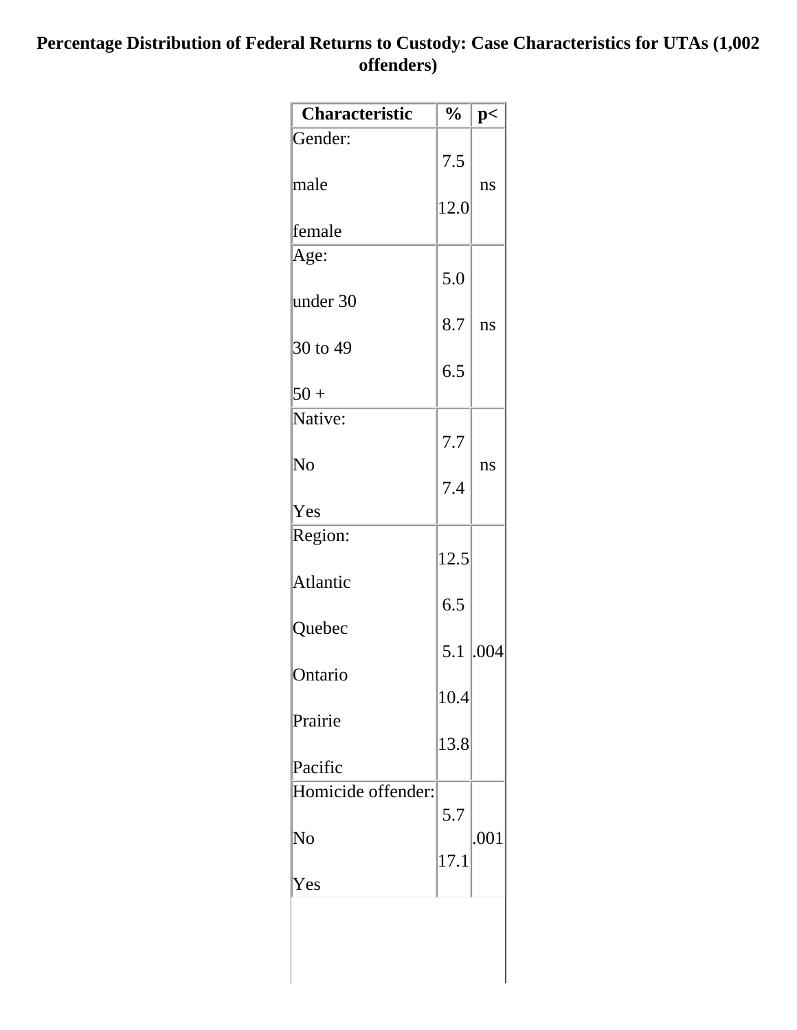**Percentage Distribution of Federal Returns to Custody: Case Characteristics for UTAs (1,002 offenders)**

| Characteristic | % | p< |
|---|---|---|
| Gender: | | |
| male | 7.5 | ns |
| female | 12.0 | |
| Age: | | |
| under 30 | 5.0 | |
| 30 to 49 | 8.7 | ns |
| 50 + | 6.5 | |
| Native: | | |
| No | 7.7 | ns |
| Yes | 7.4 | |
| Region: | | |
| Atlantic | 12.5 | |
| Quebec | 6.5 | |
| Ontario | 5.1 | .004 |
| Prairie | 10.4 | |
| Pacific | 13.8 | |
| Homicide offender: | | |
| No | 5.7 | .001 |
| Yes | 17.1 | |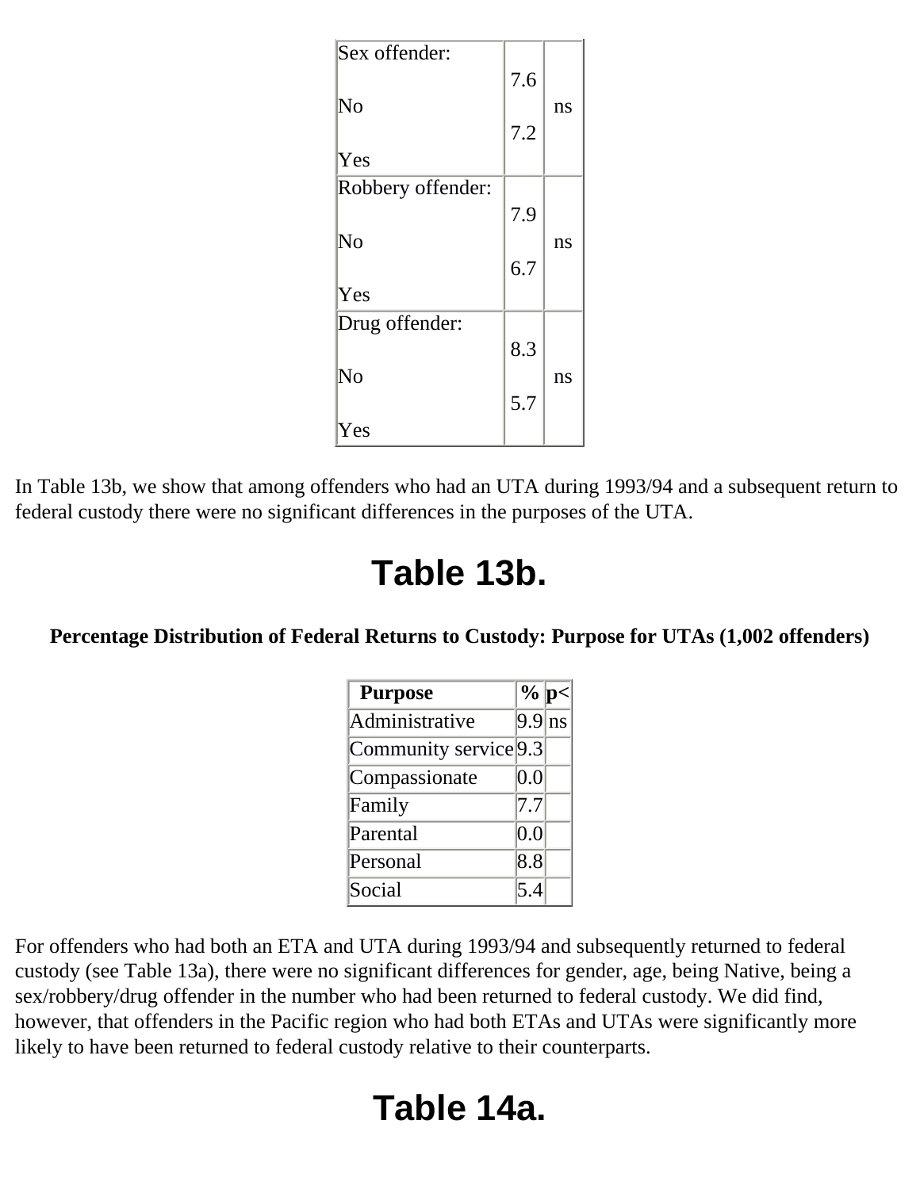| Sex offender: | | |
|---|---|---|
| No | 7.6 | ns |
| Yes | 7.2 | |
| Robbery offender: | | |
| No | 7.9 | ns |
| Yes | 6.7 | |
| Drug offender: | | |
| No | 8.3 | ns |
| Yes | 5.7 | |

In Table 13b, we show that among offenders who had an UTA during 1993/94 and a subsequent return to federal custody there were no significant differences in the purposes of the UTA.

# Table 13b.

**Percentage Distribution of Federal Returns to Custody: Purpose for UTAs (1,002 offenders)**

| Purpose | % | p< |
|---|---|---|
| Administrative | 9.9 | ns |
| Community service | 9.3 | |
| Compassionate | 0.0 | |
| Family | 7.7 | |
| Parental | 0.0 | |
| Personal | 8.8 | |
| Social | 5.4 | |

For offenders who had both an ETA and UTA during 1993/94 and subsequently returned to federal custody (see Table 13a), there were no significant differences for gender, age, being Native, being a sex/robbery/drug offender in the number who had been returned to federal custody. We did find, however, that offenders in the Pacific region who had both ETAs and UTAs were significantly more likely to have been returned to federal custody relative to their counterparts.

# Table 14a.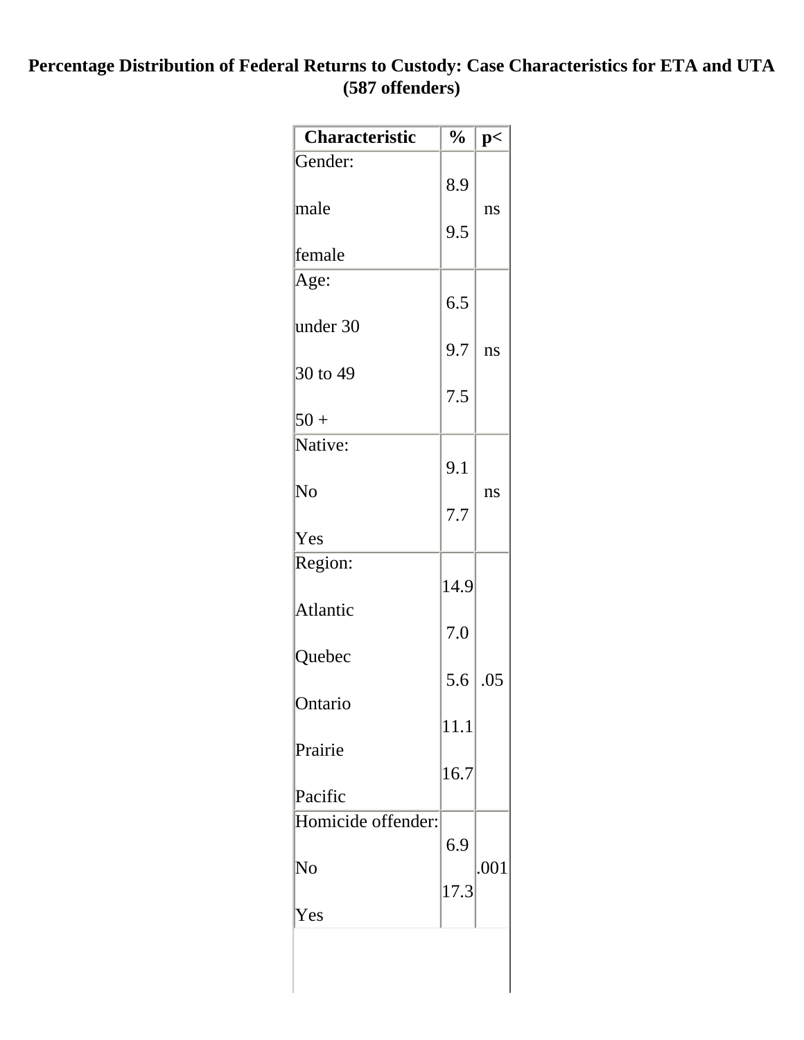**Percentage Distribution of Federal Returns to Custody: Case Characteristics for ETA and UTA (587 offenders)**

| Characteristic | % | p< |
|---|---|---|
| Gender: | | |
| male | 8.9 | ns |
| female | 9.5 | |
| Age: | | |
| under 30 | 6.5 | |
| 30 to 49 | 9.7 | ns |
| 50 + | 7.5 | |
| Native: | | |
| No | 9.1 | ns |
| Yes | 7.7 | |
| Region: | | |
| Atlantic | 14.9 | |
| Quebec | 7.0 | |
| Ontario | 5.6 | .05 |
| Prairie | 11.1 | |
| Pacific | 16.7 | |
| Homicide offender: | | |
| No | 6.9 | .001 |
| Yes | 17.3 | |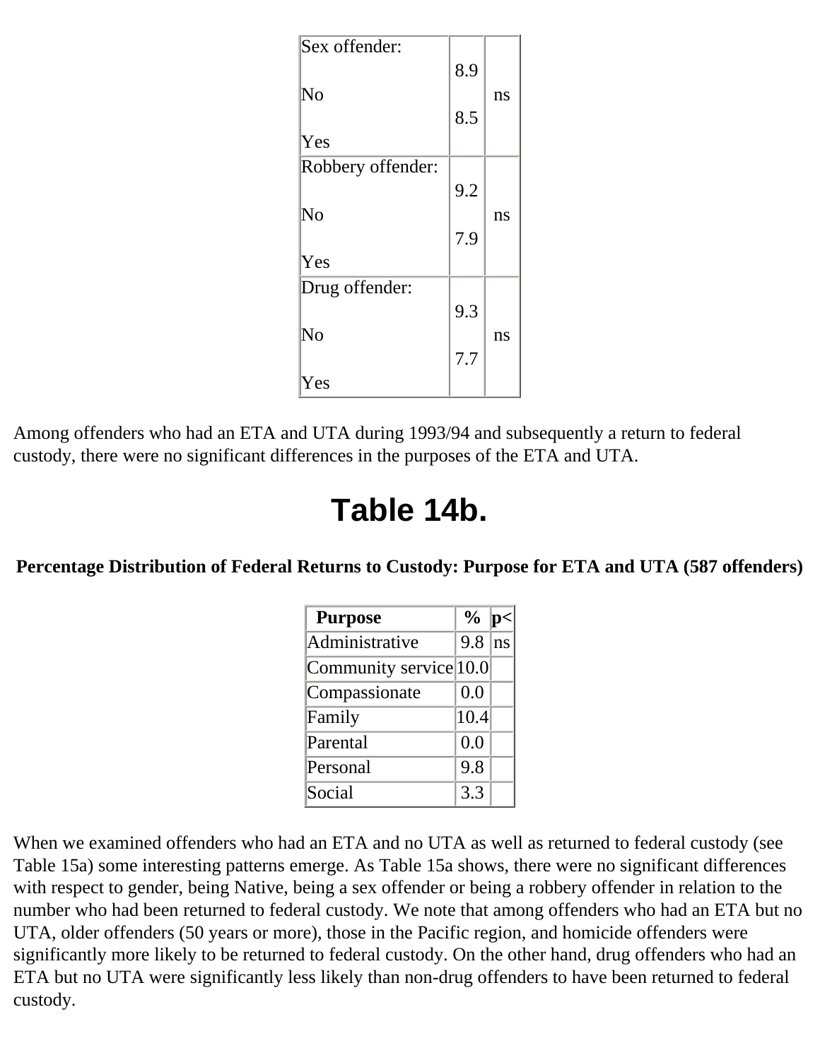| | | |
|---|---|---|
| Sex offender: | | |
| No | 8.9 | ns |
| Yes | 8.5 | |
| Robbery offender: | | |
| No | 9.2 | ns |
| Yes | 7.9 | |
| Drug offender: | | |
| No | 9.3 | ns |
| Yes | 7.7 | |

Among offenders who had an ETA and UTA during 1993/94 and subsequently a return to federal custody, there were no significant differences in the purposes of the ETA and UTA.

# Table 14b.

**Percentage Distribution of Federal Returns to Custody: Purpose for ETA and UTA (587 offenders)**

| Purpose | % | p< |
|---|---|---|
| Administrative | 9.8 | ns |
| Community service | 10.0 | |
| Compassionate | 0.0 | |
| Family | 10.4 | |
| Parental | 0.0 | |
| Personal | 9.8 | |
| Social | 3.3 | |

When we examined offenders who had an ETA and no UTA as well as returned to federal custody (see Table 15a) some interesting patterns emerge. As Table 15a shows, there were no significant differences with respect to gender, being Native, being a sex offender or being a robbery offender in relation to the number who had been returned to federal custody. We note that among offenders who had an ETA but no UTA, older offenders (50 years or more), those in the Pacific region, and homicide offenders were significantly more likely to be returned to federal custody. On the other hand, drug offenders who had an ETA but no UTA were significantly less likely than non-drug offenders to have been returned to federal custody.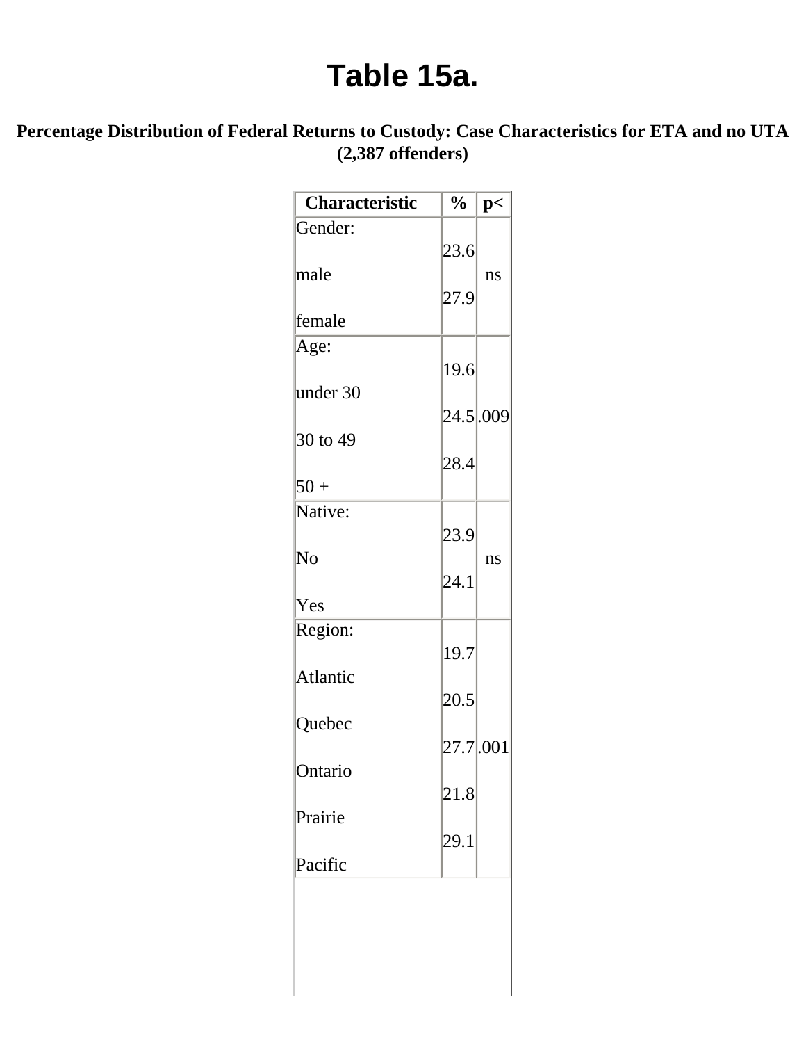# Table 15a.

**Percentage Distribution of Federal Returns to Custody: Case Characteristics for ETA and no UTA (2,387 offenders)**

| Characteristic | % | p< |
|---|---|---|
| Gender: | | |
| male | 23.6 | ns |
| female | 27.9 | |
| Age: | | |
| under 30 | 19.6 | |
| 30 to 49 | 24.5 | .009 |
| 50 + | 28.4 | |
| Native: | | |
| No | 23.9 | ns |
| Yes | 24.1 | |
| Region: | | |
| Atlantic | 19.7 | |
| Quebec | 20.5 | |
| Ontario | 27.7 | .001 |
| Prairie | 21.8 | |
| Pacific | 29.1 | |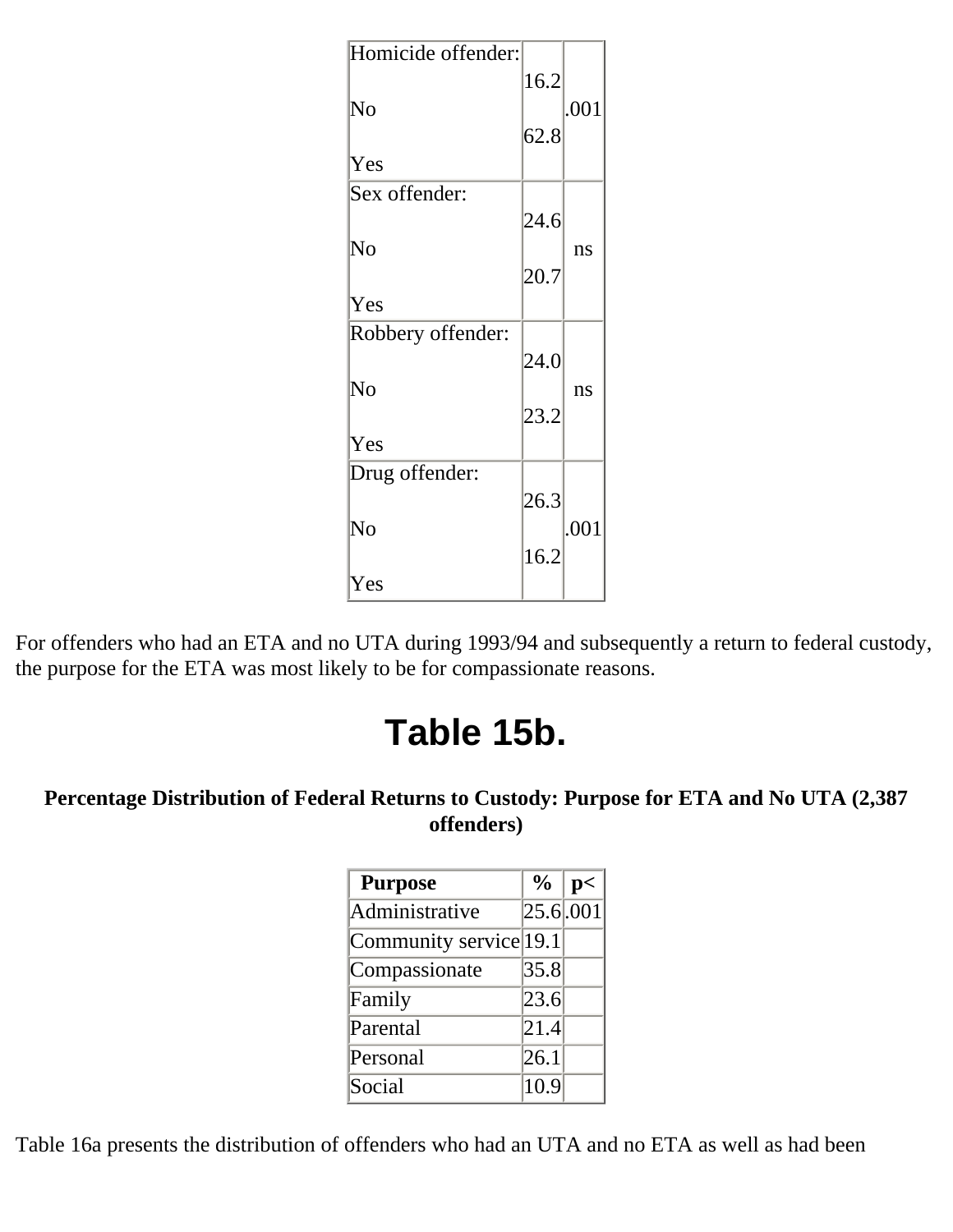| | | |
|---|---|---|
| Homicide offender: | | |
| No | 16.2 | .001 |
| Yes | 62.8 | |
| Sex offender: | | |
| No | 24.6 | ns |
| Yes | 20.7 | |
| Robbery offender: | | |
| No | 24.0 | ns |
| Yes | 23.2 | |
| Drug offender: | | |
| No | 26.3 | .001 |
| Yes | 16.2 | |

For offenders who had an ETA and no UTA during 1993/94 and subsequently a return to federal custody, the purpose for the ETA was most likely to be for compassionate reasons.

# Table 15b.

**Percentage Distribution of Federal Returns to Custody: Purpose for ETA and No UTA (2,387 offenders)**

| Purpose | % | p< |
|---|---|---|
| Administrative | 25.6 | .001 |
| Community service | 19.1 | |
| Compassionate | 35.8 | |
| Family | 23.6 | |
| Parental | 21.4 | |
| Personal | 26.1 | |
| Social | 10.9 | |

Table 16a presents the distribution of offenders who had an UTA and no ETA as well as had been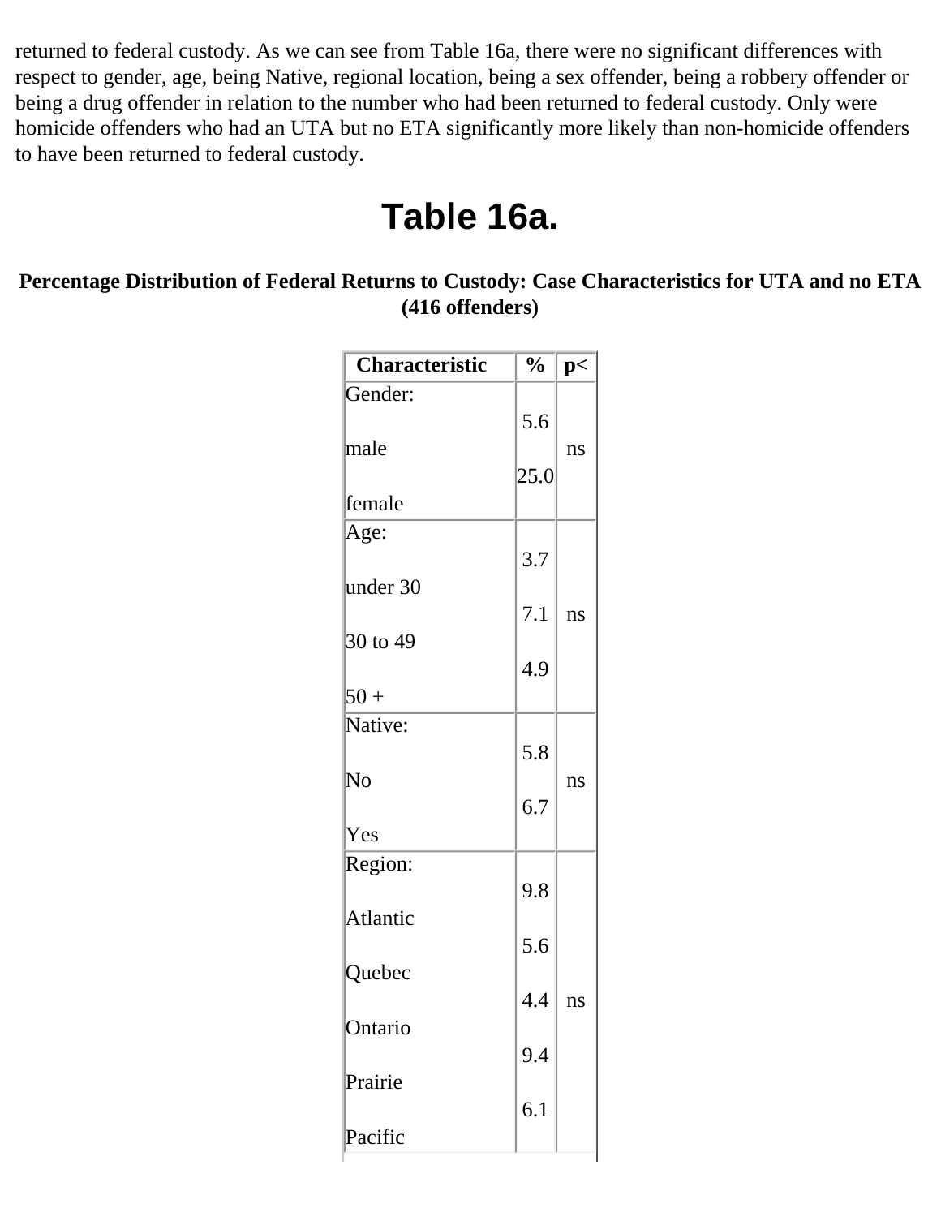returned to federal custody. As we can see from Table 16a, there were no significant differences with respect to gender, age, being Native, regional location, being a sex offender, being a robbery offender or being a drug offender in relation to the number who had been returned to federal custody. Only were homicide offenders who had an UTA but no ETA significantly more likely than non-homicide offenders to have been returned to federal custody.

# Table 16a.

**Percentage Distribution of Federal Returns to Custody: Case Characteristics for UTA and no ETA (416 offenders)**

| Characteristic | % | p< |
|---|---|---|
| Gender: | | |
| male | 5.6 | ns |
| female | 25.0 | |
| Age: | | |
| under 30 | 3.7 | |
| 30 to 49 | 7.1 | ns |
| 50 + | 4.9 | |
| Native: | | |
| No | 5.8 | ns |
| Yes | 6.7 | |
| Region: | | |
| Atlantic | 9.8 | |
| Quebec | 5.6 | |
| Ontario | 4.4 | ns |
| Prairie | 9.4 | |
| Pacific | 6.1 | |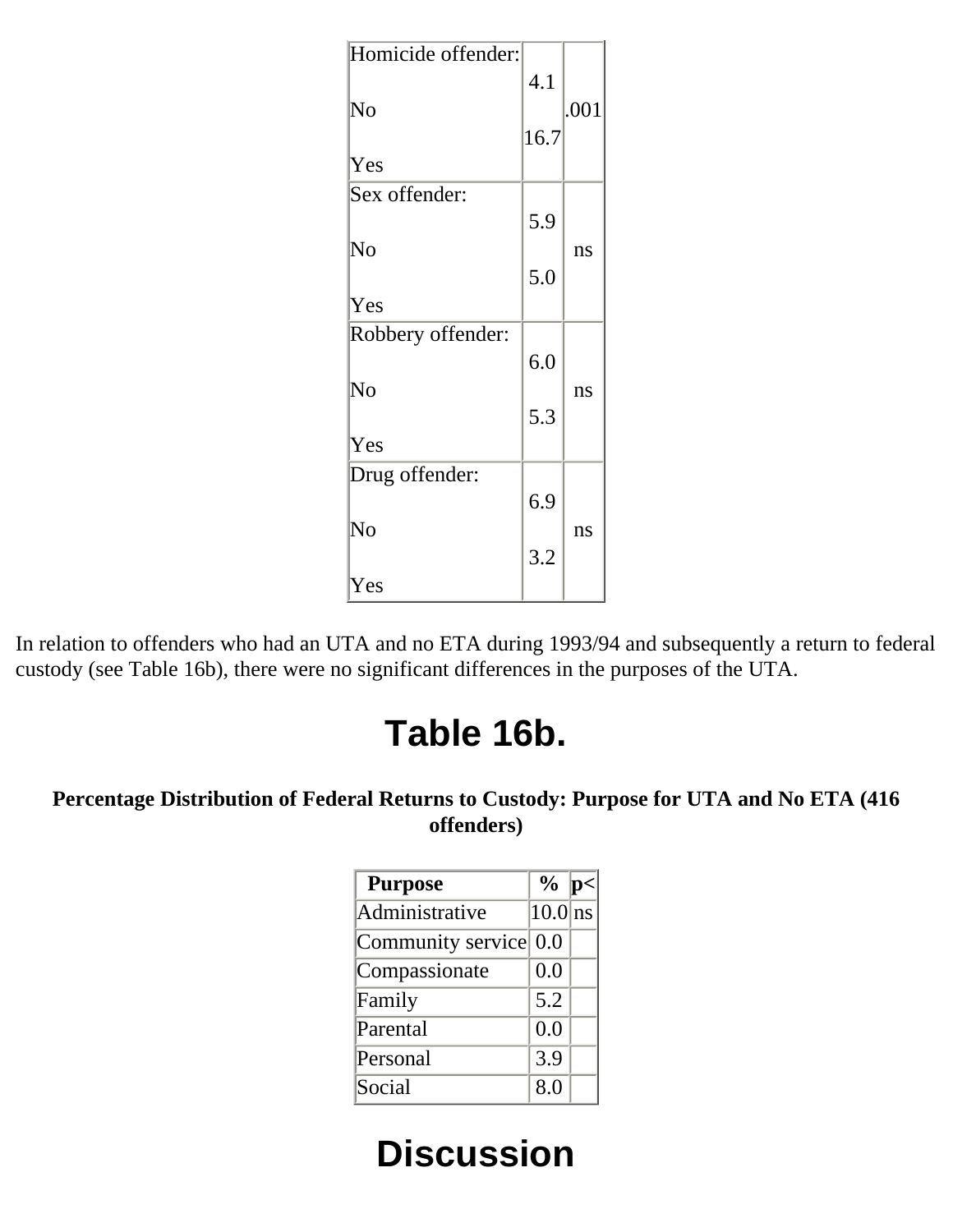| | | |
|---|---|---|
| Homicide offender: | | |
| No | 4.1 | .001 |
| Yes | 16.7 | |
| Sex offender: | | |
| No | 5.9 | ns |
| Yes | 5.0 | |
| Robbery offender: | | |
| No | 6.0 | ns |
| Yes | 5.3 | |
| Drug offender: | | |
| No | 6.9 | ns |
| Yes | 3.2 | |

In relation to offenders who had an UTA and no ETA during 1993/94 and subsequently a return to federal custody (see Table 16b), there were no significant differences in the purposes of the UTA.

## Table 16b.

**Percentage Distribution of Federal Returns to Custody: Purpose for UTA and No ETA (416 offenders)**

| Purpose | % | p< |
|---|---|---|
| Administrative | 10.0 | ns |
| Community service | 0.0 | |
| Compassionate | 0.0 | |
| Family | 5.2 | |
| Parental | 0.0 | |
| Personal | 3.9 | |
| Social | 8.0 | |

# Discussion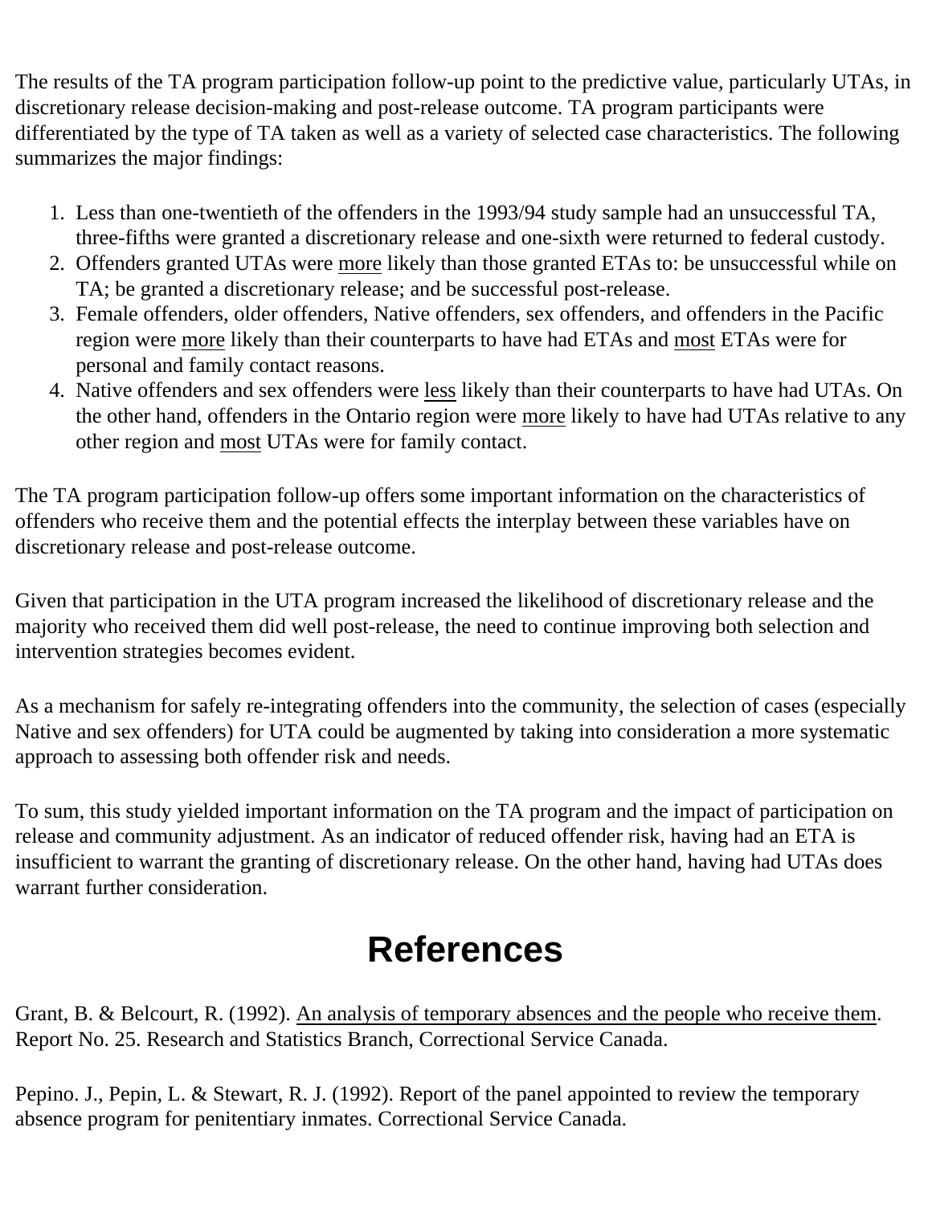The results of the TA program participation follow-up point to the predictive value, particularly UTAs, in discretionary release decision-making and post-release outcome. TA program participants were differentiated by the type of TA taken as well as a variety of selected case characteristics. The following summarizes the major findings:

1. Less than one-twentieth of the offenders in the 1993/94 study sample had an unsuccessful TA, three-fifths were granted a discretionary release and one-sixth were returned to federal custody.
2. Offenders granted UTAs were <u>more</u> likely than those granted ETAs to: be unsuccessful while on TA; be granted a discretionary release; and be successful post-release.
3. Female offenders, older offenders, Native offenders, sex offenders, and offenders in the Pacific region were <u>more</u> likely than their counterparts to have had ETAs and <u>most</u> ETAs were for personal and family contact reasons.
4. Native offenders and sex offenders were <u>less</u> likely than their counterparts to have had UTAs. On the other hand, offenders in the Ontario region were <u>more</u> likely to have had UTAs relative to any other region and <u>most</u> UTAs were for family contact.

The TA program participation follow-up offers some important information on the characteristics of offenders who receive them and the potential effects the interplay between these variables have on discretionary release and post-release outcome.

Given that participation in the UTA program increased the likelihood of discretionary release and the majority who received them did well post-release, the need to continue improving both selection and intervention strategies becomes evident.

As a mechanism for safely re-integrating offenders into the community, the selection of cases (especially Native and sex offenders) for UTA could be augmented by taking into consideration a more systematic approach to assessing both offender risk and needs.

To sum, this study yielded important information on the TA program and the impact of participation on release and community adjustment. As an indicator of reduced offender risk, having had an ETA is insufficient to warrant the granting of discretionary release. On the other hand, having had UTAs does warrant further consideration.

# References

Grant, B. & Belcourt, R. (1992). <u>An analysis of temporary absences and the people who receive them</u>. Report No. 25. Research and Statistics Branch, Correctional Service Canada.

Pepino. J., Pepin, L. & Stewart, R. J. (1992). Report of the panel appointed to review the temporary absence program for penitentiary inmates. Correctional Service Canada.